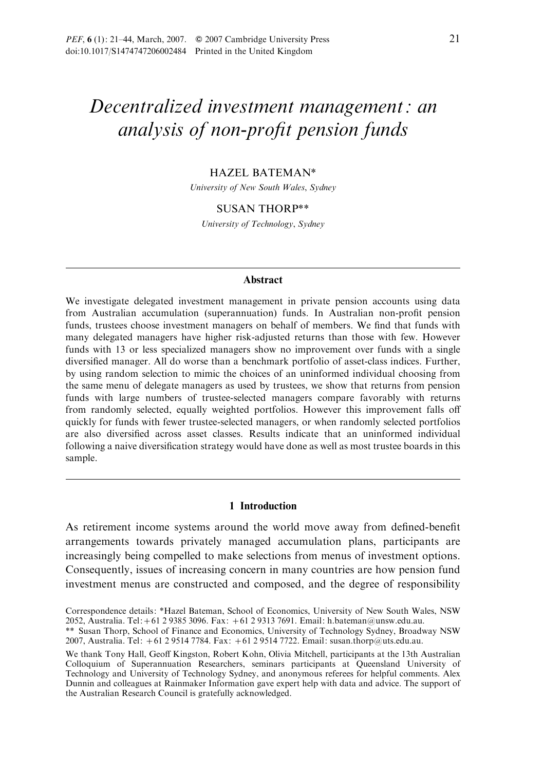# *Decentralized investment management: an analysis of non-profit pension funds*

HAZEL BATEMAN*

*University of New South Wales, Sydney*

SUSAN THORP**

*University of Technology, Sydney*

---

### Abstract

We investigate delegated investment management in private pension accounts using data from Australian accumulation (superannuation) funds. In Australian non-profit pension funds, trustees choose investment managers on behalf of members. We find that funds with many delegated managers have higher risk-adjusted returns than those with few. However funds with 13 or less specialized managers show no improvement over funds with a single diversified manager. All do worse than a benchmark portfolio of asset-class indices. Further, by using random selection to mimic the choices of an uninformed individual choosing from the same menu of delegate managers as used by trustees, we show that returns from pension funds with large numbers of trustee-selected managers compare favorably with returns from randomly selected, equally weighted portfolios. However this improvement falls off quickly for funds with fewer trustee-selected managers, or when randomly selected portfolios are also diversified across asset classes. Results indicate that an uninformed individual following a naive diversification strategy would have done as well as most trustee boards in this sample.

---

## 1 Introduction

As retirement income systems around the world move away from defined-benefit arrangements towards privately managed accumulation plans, participants are increasingly being compelled to make selections from menus of investment options. Consequently, issues of increasing concern in many countries are how pension fund investment menus are constructed and composed, and the degree of responsibility

Correspondence details: *Hazel Bateman, School of Economics, University of New South Wales, NSW 2052, Australia. Tel: +61 2 9385 3096. Fax: +61 2 9313 7691. Email: h.bateman@unsw.edu.au.
** Susan Thorp, School of Finance and Economics, University of Technology Sydney, Broadway NSW 2007, Australia. Tel: +61 2 9514 7784. Fax: +61 2 9514 7722. Email: susan.thorp@uts.edu.au.

We thank Tony Hall, Geoff Kingston, Robert Kohn, Olivia Mitchell, participants at the 13th Australian Colloquium of Superannuation Researchers, seminars participants at Queensland University of Technology and University of Technology Sydney, and anonymous referees for helpful comments. Alex Dunnin and colleagues at Rainmaker Information gave expert help with data and advice. The support of the Australian Research Council is gratefully acknowledged.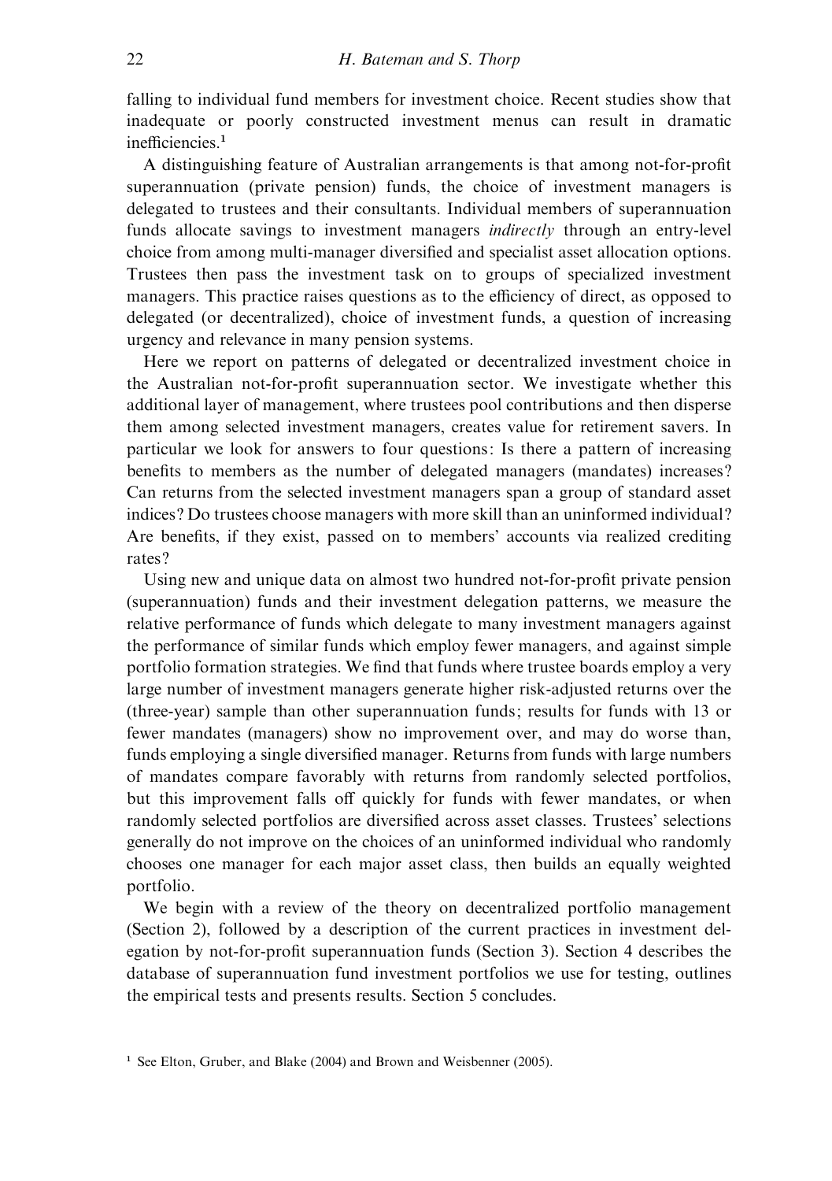falling to individual fund members for investment choice. Recent studies show that inadequate or poorly constructed investment menus can result in dramatic inefficiencies.[1]

A distinguishing feature of Australian arrangements is that among not-for-profit superannuation (private pension) funds, the choice of investment managers is delegated to trustees and their consultants. Individual members of superannuation funds allocate savings to investment managers *indirectly* through an entry-level choice from among multi-manager diversified and specialist asset allocation options. Trustees then pass the investment task on to groups of specialized investment managers. This practice raises questions as to the efficiency of direct, as opposed to delegated (or decentralized), choice of investment funds, a question of increasing urgency and relevance in many pension systems.

Here we report on patterns of delegated or decentralized investment choice in the Australian not-for-profit superannuation sector. We investigate whether this additional layer of management, where trustees pool contributions and then disperse them among selected investment managers, creates value for retirement savers. In particular we look for answers to four questions: Is there a pattern of increasing benefits to members as the number of delegated managers (mandates) increases? Can returns from the selected investment managers span a group of standard asset indices? Do trustees choose managers with more skill than an uninformed individual? Are benefits, if they exist, passed on to members' accounts via realized crediting rates?

Using new and unique data on almost two hundred not-for-profit private pension (superannuation) funds and their investment delegation patterns, we measure the relative performance of funds which delegate to many investment managers against the performance of similar funds which employ fewer managers, and against simple portfolio formation strategies. We find that funds where trustee boards employ a very large number of investment managers generate higher risk-adjusted returns over the (three-year) sample than other superannuation funds; results for funds with 13 or fewer mandates (managers) show no improvement over, and may do worse than, funds employing a single diversified manager. Returns from funds with large numbers of mandates compare favorably with returns from randomly selected portfolios, but this improvement falls off quickly for funds with fewer mandates, or when randomly selected portfolios are diversified across asset classes. Trustees' selections generally do not improve on the choices of an uninformed individual who randomly chooses one manager for each major asset class, then builds an equally weighted portfolio.

We begin with a review of the theory on decentralized portfolio management (Section 2), followed by a description of the current practices in investment delegation by not-for-profit superannuation funds (Section 3). Section 4 describes the database of superannuation fund investment portfolios we use for testing, outlines the empirical tests and presents results. Section 5 concludes.

[1] See Elton, Gruber, and Blake (2004) and Brown and Weisbenner (2005).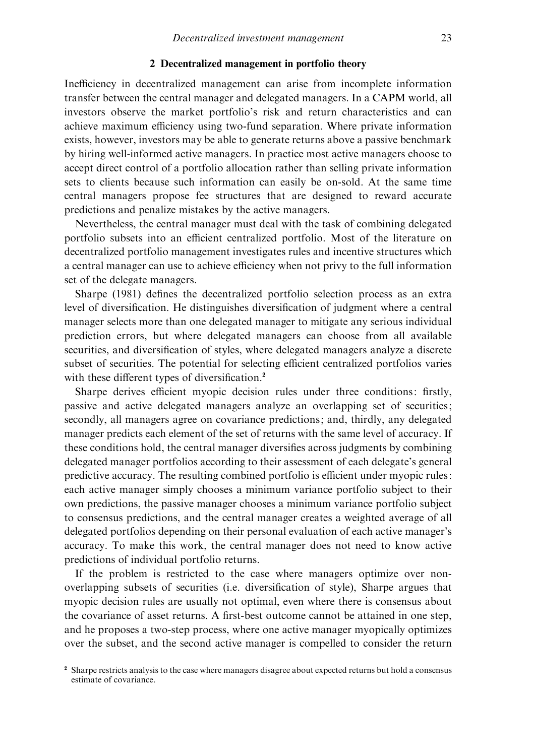## 2 Decentralized management in portfolio theory

Inefficiency in decentralized management can arise from incomplete information transfer between the central manager and delegated managers. In a CAPM world, all investors observe the market portfolio's risk and return characteristics and can achieve maximum efficiency using two-fund separation. Where private information exists, however, investors may be able to generate returns above a passive benchmark by hiring well-informed active managers. In practice most active managers choose to accept direct control of a portfolio allocation rather than selling private information sets to clients because such information can easily be on-sold. At the same time central managers propose fee structures that are designed to reward accurate predictions and penalize mistakes by the active managers.

Nevertheless, the central manager must deal with the task of combining delegated portfolio subsets into an efficient centralized portfolio. Most of the literature on decentralized portfolio management investigates rules and incentive structures which a central manager can use to achieve efficiency when not privy to the full information set of the delegate managers.

Sharpe (1981) defines the decentralized portfolio selection process as an extra level of diversification. He distinguishes diversification of judgment where a central manager selects more than one delegated manager to mitigate any serious individual prediction errors, but where delegated managers can choose from all available securities, and diversification of styles, where delegated managers analyze a discrete subset of securities. The potential for selecting efficient centralized portfolios varies with these different types of diversification.[2]

Sharpe derives efficient myopic decision rules under three conditions: firstly, passive and active delegated managers analyze an overlapping set of securities; secondly, all managers agree on covariance predictions; and, thirdly, any delegated manager predicts each element of the set of returns with the same level of accuracy. If these conditions hold, the central manager diversifies across judgments by combining delegated manager portfolios according to their assessment of each delegate's general predictive accuracy. The resulting combined portfolio is efficient under myopic rules: each active manager simply chooses a minimum variance portfolio subject to their own predictions, the passive manager chooses a minimum variance portfolio subject to consensus predictions, and the central manager creates a weighted average of all delegated portfolios depending on their personal evaluation of each active manager's accuracy. To make this work, the central manager does not need to know active predictions of individual portfolio returns.

If the problem is restricted to the case where managers optimize over non-overlapping subsets of securities (i.e. diversification of style), Sharpe argues that myopic decision rules are usually not optimal, even where there is consensus about the covariance of asset returns. A first-best outcome cannot be attained in one step, and he proposes a two-step process, where one active manager myopically optimizes over the subset, and the second active manager is compelled to consider the return

[2] Sharpe restricts analysis to the case where managers disagree about expected returns but hold a consensus estimate of covariance.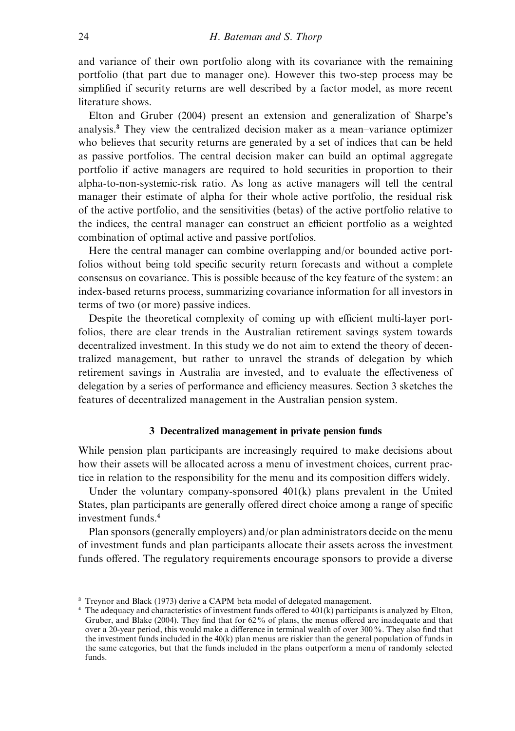and variance of their own portfolio along with its covariance with the remaining portfolio (that part due to manager one). However this two-step process may be simplified if security returns are well described by a factor model, as more recent literature shows.

Elton and Gruber (2004) present an extension and generalization of Sharpe's analysis.[3] They view the centralized decision maker as a mean–variance optimizer who believes that security returns are generated by a set of indices that can be held as passive portfolios. The central decision maker can build an optimal aggregate portfolio if active managers are required to hold securities in proportion to their alpha-to-non-systemic-risk ratio. As long as active managers will tell the central manager their estimate of alpha for their whole active portfolio, the residual risk of the active portfolio, and the sensitivities (betas) of the active portfolio relative to the indices, the central manager can construct an efficient portfolio as a weighted combination of optimal active and passive portfolios.

Here the central manager can combine overlapping and/or bounded active portfolios without being told specific security return forecasts and without a complete consensus on covariance. This is possible because of the key feature of the system: an index-based returns process, summarizing covariance information for all investors in terms of two (or more) passive indices.

Despite the theoretical complexity of coming up with efficient multi-layer portfolios, there are clear trends in the Australian retirement savings system towards decentralized investment. In this study we do not aim to extend the theory of decentralized management, but rather to unravel the strands of delegation by which retirement savings in Australia are invested, and to evaluate the effectiveness of delegation by a series of performance and efficiency measures. Section 3 sketches the features of decentralized management in the Australian pension system.

## 3 Decentralized management in private pension funds

While pension plan participants are increasingly required to make decisions about how their assets will be allocated across a menu of investment choices, current practice in relation to the responsibility for the menu and its composition differs widely.

Under the voluntary company-sponsored 401(k) plans prevalent in the United States, plan participants are generally offered direct choice among a range of specific investment funds.[4]

Plan sponsors (generally employers) and/or plan administrators decide on the menu of investment funds and plan participants allocate their assets across the investment funds offered. The regulatory requirements encourage sponsors to provide a diverse

---

[3] Treynor and Black (1973) derive a CAPM beta model of delegated management.

[4] The adequacy and characteristics of investment funds offered to 401(k) participants is analyzed by Elton, Gruber, and Blake (2004). They find that for 62% of plans, the menus offered are inadequate and that over a 20-year period, this would make a difference in terminal wealth of over 300%. They also find that the investment funds included in the 40(k) plan menus are riskier than the general population of funds in the same categories, but that the funds included in the plans outperform a menu of randomly selected funds.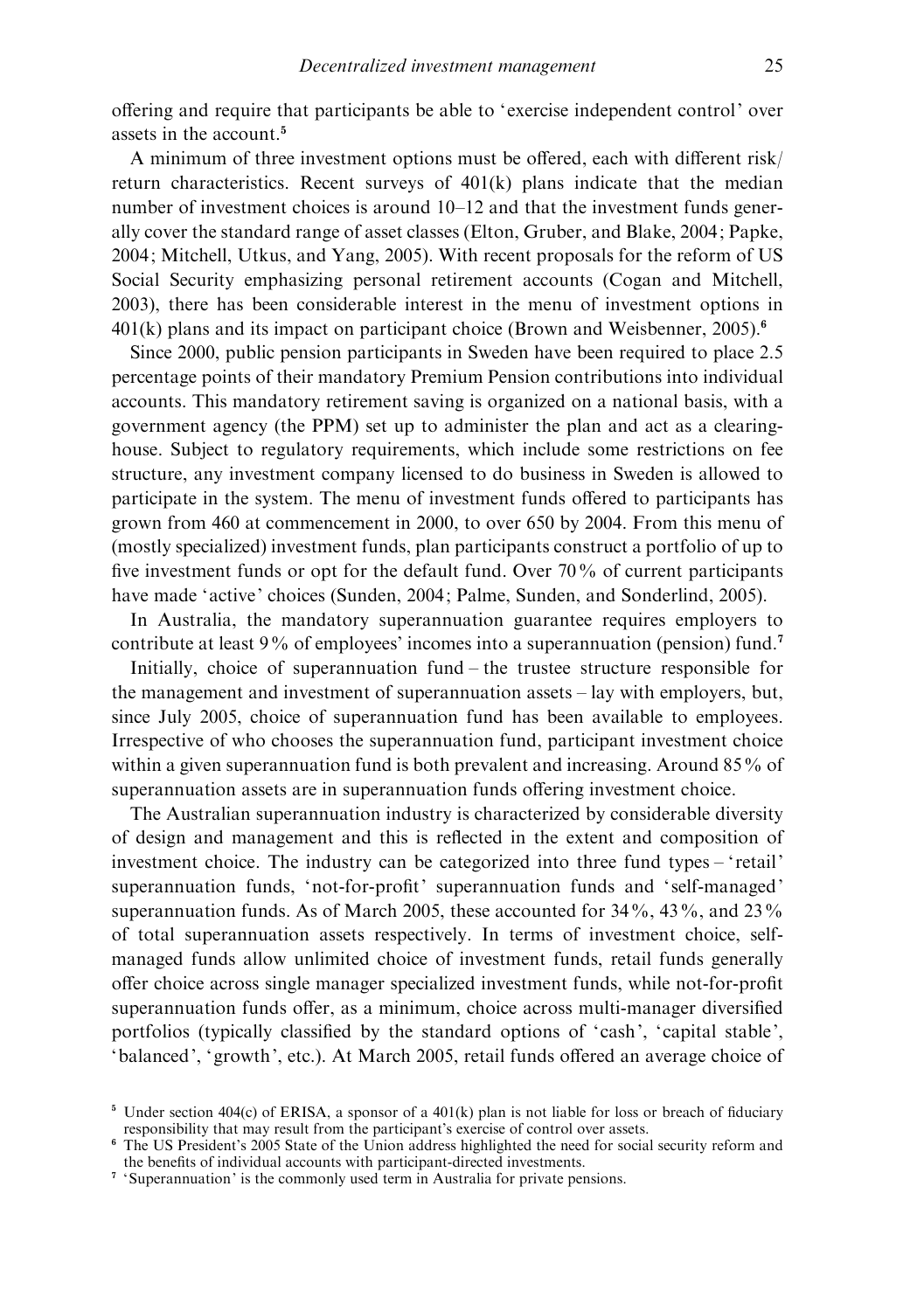offering and require that participants be able to 'exercise independent control' over assets in the account.[5]

A minimum of three investment options must be offered, each with different risk/return characteristics. Recent surveys of 401(k) plans indicate that the median number of investment choices is around 10–12 and that the investment funds generally cover the standard range of asset classes (Elton, Gruber, and Blake, 2004; Papke, 2004; Mitchell, Utkus, and Yang, 2005). With recent proposals for the reform of US Social Security emphasizing personal retirement accounts (Cogan and Mitchell, 2003), there has been considerable interest in the menu of investment options in 401(k) plans and its impact on participant choice (Brown and Weisbenner, 2005).[6]

Since 2000, public pension participants in Sweden have been required to place 2.5 percentage points of their mandatory Premium Pension contributions into individual accounts. This mandatory retirement saving is organized on a national basis, with a government agency (the PPM) set up to administer the plan and act as a clearinghouse. Subject to regulatory requirements, which include some restrictions on fee structure, any investment company licensed to do business in Sweden is allowed to participate in the system. The menu of investment funds offered to participants has grown from 460 at commencement in 2000, to over 650 by 2004. From this menu of (mostly specialized) investment funds, plan participants construct a portfolio of up to five investment funds or opt for the default fund. Over 70% of current participants have made 'active' choices (Sunden, 2004; Palme, Sunden, and Sonderlind, 2005).

In Australia, the mandatory superannuation guarantee requires employers to contribute at least 9% of employees' incomes into a superannuation (pension) fund.[7]

Initially, choice of superannuation fund – the trustee structure responsible for the management and investment of superannuation assets – lay with employers, but, since July 2005, choice of superannuation fund has been available to employees. Irrespective of who chooses the superannuation fund, participant investment choice within a given superannuation fund is both prevalent and increasing. Around 85% of superannuation assets are in superannuation funds offering investment choice.

The Australian superannuation industry is characterized by considerable diversity of design and management and this is reflected in the extent and composition of investment choice. The industry can be categorized into three fund types – 'retail' superannuation funds, 'not-for-profit' superannuation funds and 'self-managed' superannuation funds. As of March 2005, these accounted for 34%, 43%, and 23% of total superannuation assets respectively. In terms of investment choice, self-managed funds allow unlimited choice of investment funds, retail funds generally offer choice across single manager specialized investment funds, while not-for-profit superannuation funds offer, as a minimum, choice across multi-manager diversified portfolios (typically classified by the standard options of 'cash', 'capital stable', 'balanced', 'growth', etc.). At March 2005, retail funds offered an average choice of

[5] Under section 404(c) of ERISA, a sponsor of a 401(k) plan is not liable for loss or breach of fiduciary responsibility that may result from the participant's exercise of control over assets.

[6] The US President's 2005 State of the Union address highlighted the need for social security reform and the benefits of individual accounts with participant-directed investments.

[7] 'Superannuation' is the commonly used term in Australia for private pensions.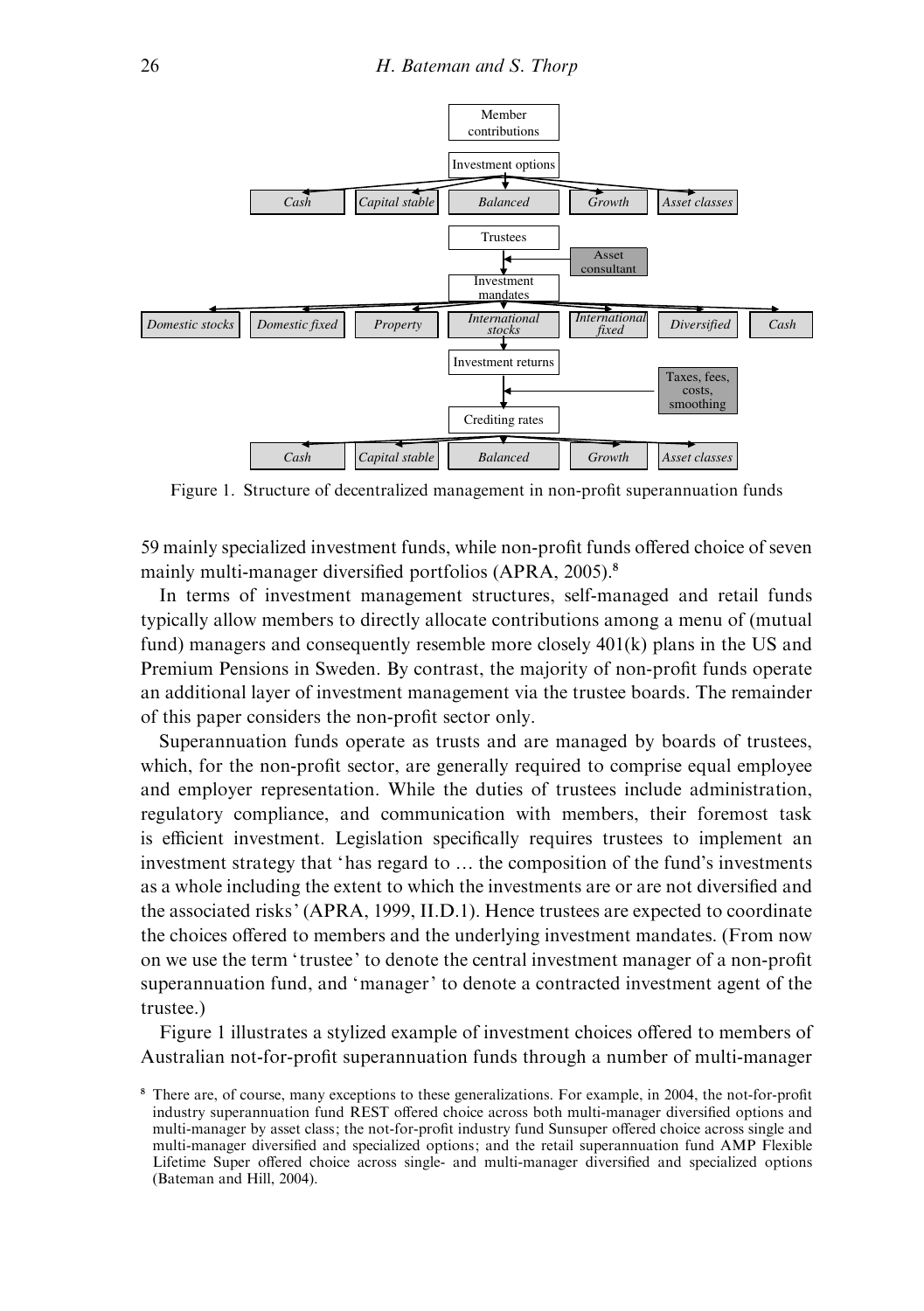Figure 1. Structure of decentralized management in non-profit superannuation funds

59 mainly specialized investment funds, while non-profit funds offered choice of seven mainly multi-manager diversified portfolios (APRA, 2005).[8]

In terms of investment management structures, self-managed and retail funds typically allow members to directly allocate contributions among a menu of (mutual fund) managers and consequently resemble more closely 401(k) plans in the US and Premium Pensions in Sweden. By contrast, the majority of non-profit funds operate an additional layer of investment management via the trustee boards. The remainder of this paper considers the non-profit sector only.

Superannuation funds operate as trusts and are managed by boards of trustees, which, for the non-profit sector, are generally required to comprise equal employee and employer representation. While the duties of trustees include administration, regulatory compliance, and communication with members, their foremost task is efficient investment. Legislation specifically requires trustees to implement an investment strategy that 'has regard to … the composition of the fund's investments as a whole including the extent to which the investments are or are not diversified and the associated risks' (APRA, 1999, II.D.1). Hence trustees are expected to coordinate the choices offered to members and the underlying investment mandates. (From now on we use the term 'trustee' to denote the central investment manager of a non-profit superannuation fund, and 'manager' to denote a contracted investment agent of the trustee.)

Figure 1 illustrates a stylized example of investment choices offered to members of Australian not-for-profit superannuation funds through a number of multi-manager

[8] There are, of course, many exceptions to these generalizations. For example, in 2004, the not-for-profit industry superannuation fund REST offered choice across both multi-manager diversified options and multi-manager by asset class; the not-for-profit industry fund Sunsuper offered choice across single and multi-manager diversified and specialized options; and the retail superannuation fund AMP Flexible Lifetime Super offered choice across single- and multi-manager diversified and specialized options (Bateman and Hill, 2004).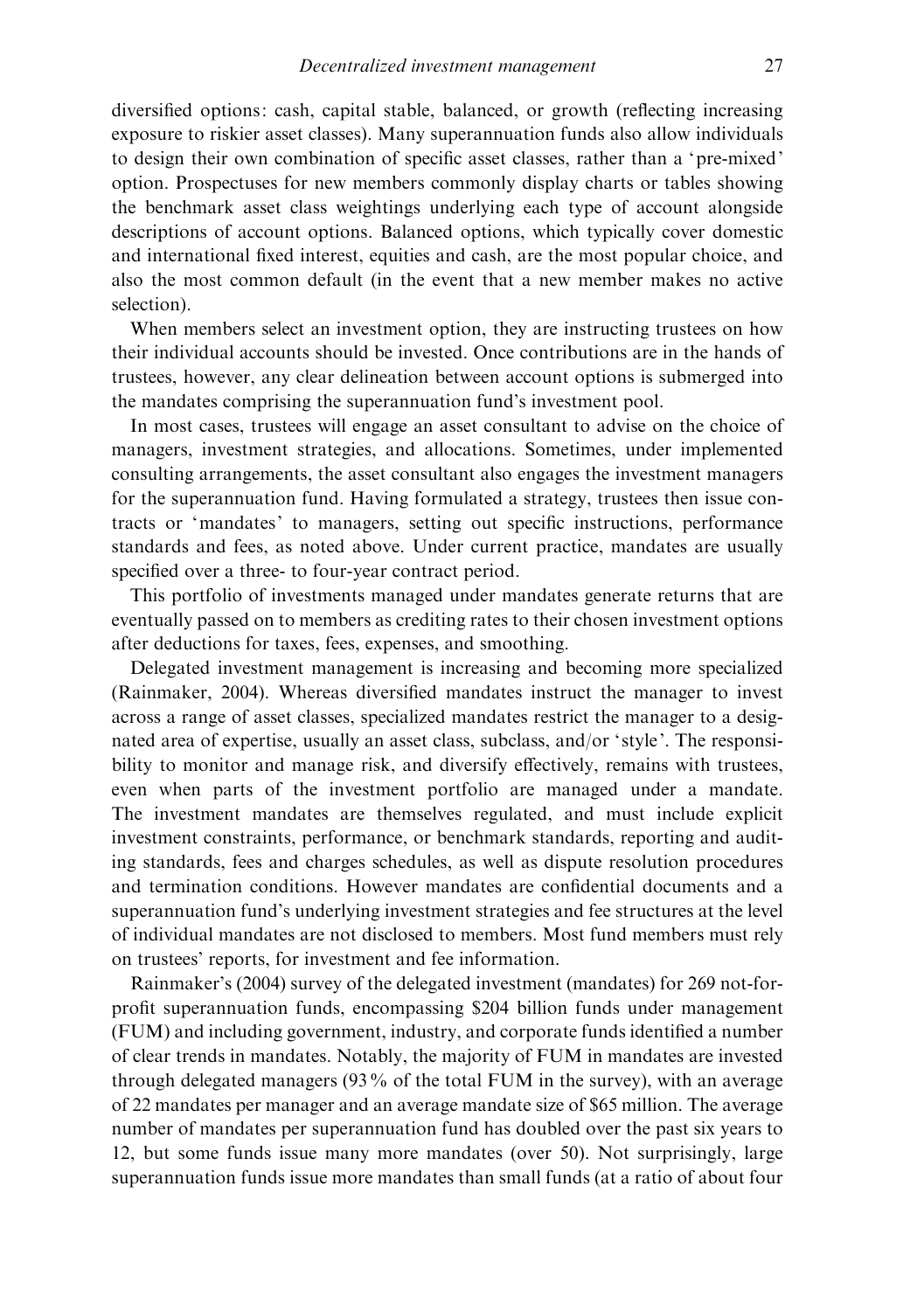diversified options: cash, capital stable, balanced, or growth (reflecting increasing exposure to riskier asset classes). Many superannuation funds also allow individuals to design their own combination of specific asset classes, rather than a 'pre-mixed' option. Prospectuses for new members commonly display charts or tables showing the benchmark asset class weightings underlying each type of account alongside descriptions of account options. Balanced options, which typically cover domestic and international fixed interest, equities and cash, are the most popular choice, and also the most common default (in the event that a new member makes no active selection).

When members select an investment option, they are instructing trustees on how their individual accounts should be invested. Once contributions are in the hands of trustees, however, any clear delineation between account options is submerged into the mandates comprising the superannuation fund's investment pool.

In most cases, trustees will engage an asset consultant to advise on the choice of managers, investment strategies, and allocations. Sometimes, under implemented consulting arrangements, the asset consultant also engages the investment managers for the superannuation fund. Having formulated a strategy, trustees then issue contracts or 'mandates' to managers, setting out specific instructions, performance standards and fees, as noted above. Under current practice, mandates are usually specified over a three- to four-year contract period.

This portfolio of investments managed under mandates generate returns that are eventually passed on to members as crediting rates to their chosen investment options after deductions for taxes, fees, expenses, and smoothing.

Delegated investment management is increasing and becoming more specialized (Rainmaker, 2004). Whereas diversified mandates instruct the manager to invest across a range of asset classes, specialized mandates restrict the manager to a designated area of expertise, usually an asset class, subclass, and/or 'style'. The responsibility to monitor and manage risk, and diversify effectively, remains with trustees, even when parts of the investment portfolio are managed under a mandate. The investment mandates are themselves regulated, and must include explicit investment constraints, performance, or benchmark standards, reporting and auditing standards, fees and charges schedules, as well as dispute resolution procedures and termination conditions. However mandates are confidential documents and a superannuation fund's underlying investment strategies and fee structures at the level of individual mandates are not disclosed to members. Most fund members must rely on trustees' reports, for investment and fee information.

Rainmaker's (2004) survey of the delegated investment (mandates) for 269 not-for-profit superannuation funds, encompassing $204 billion funds under management (FUM) and including government, industry, and corporate funds identified a number of clear trends in mandates. Notably, the majority of FUM in mandates are invested through delegated managers (93% of the total FUM in the survey), with an average of 22 mandates per manager and an average mandate size of $65 million. The average number of mandates per superannuation fund has doubled over the past six years to 12, but some funds issue many more mandates (over 50). Not surprisingly, large superannuation funds issue more mandates than small funds (at a ratio of about four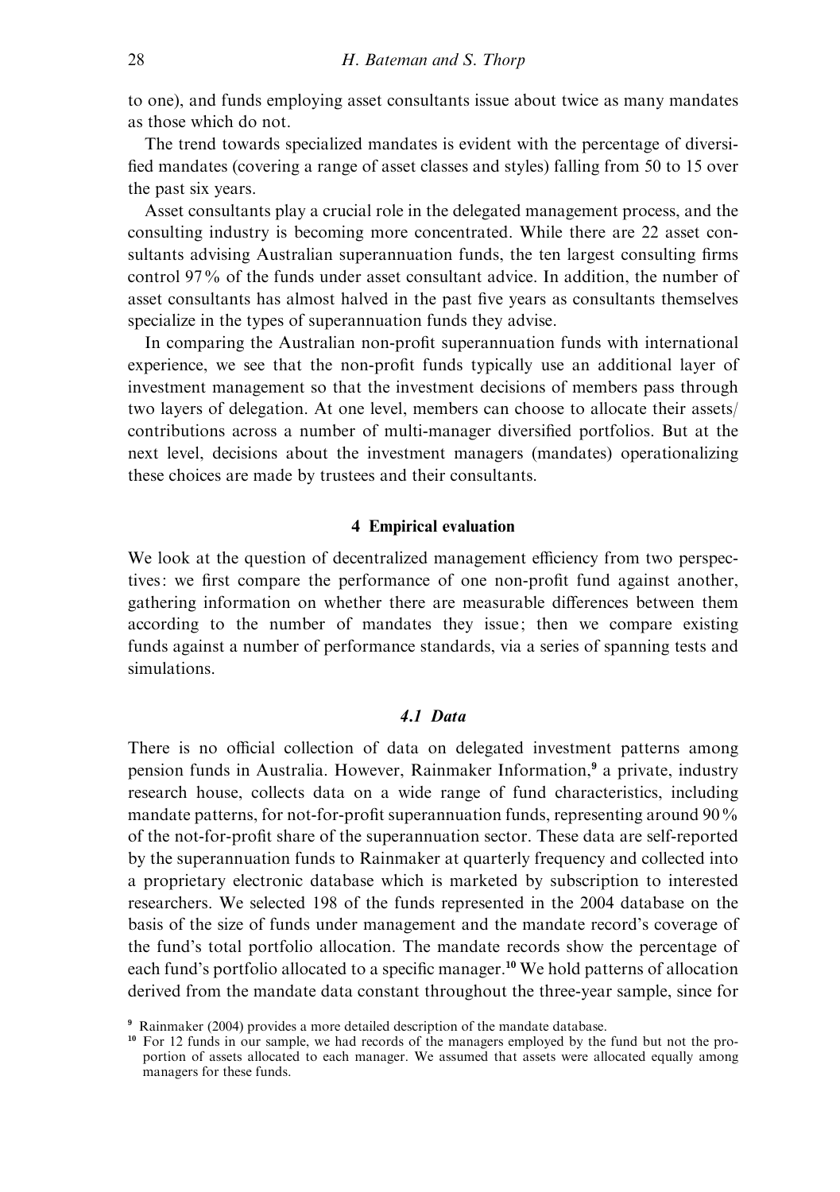to one), and funds employing asset consultants issue about twice as many mandates as those which do not.

The trend towards specialized mandates is evident with the percentage of diversified mandates (covering a range of asset classes and styles) falling from 50 to 15 over the past six years.

Asset consultants play a crucial role in the delegated management process, and the consulting industry is becoming more concentrated. While there are 22 asset consultants advising Australian superannuation funds, the ten largest consulting firms control 97% of the funds under asset consultant advice. In addition, the number of asset consultants has almost halved in the past five years as consultants themselves specialize in the types of superannuation funds they advise.

In comparing the Australian non-profit superannuation funds with international experience, we see that the non-profit funds typically use an additional layer of investment management so that the investment decisions of members pass through two layers of delegation. At one level, members can choose to allocate their assets/contributions across a number of multi-manager diversified portfolios. But at the next level, decisions about the investment managers (mandates) operationalizing these choices are made by trustees and their consultants.

## 4 Empirical evaluation

We look at the question of decentralized management efficiency from two perspectives: we first compare the performance of one non-profit fund against another, gathering information on whether there are measurable differences between them according to the number of mandates they issue; then we compare existing funds against a number of performance standards, via a series of spanning tests and simulations.

### *4.1 Data*

There is no official collection of data on delegated investment patterns among pension funds in Australia. However, Rainmaker Information,[9] a private, industry research house, collects data on a wide range of fund characteristics, including mandate patterns, for not-for-profit superannuation funds, representing around 90% of the not-for-profit share of the superannuation sector. These data are self-reported by the superannuation funds to Rainmaker at quarterly frequency and collected into a proprietary electronic database which is marketed by subscription to interested researchers. We selected 198 of the funds represented in the 2004 database on the basis of the size of funds under management and the mandate record's coverage of the fund's total portfolio allocation. The mandate records show the percentage of each fund's portfolio allocated to a specific manager.[10] We hold patterns of allocation derived from the mandate data constant throughout the three-year sample, since for

[9] Rainmaker (2004) provides a more detailed description of the mandate database.

[10] For 12 funds in our sample, we had records of the managers employed by the fund but not the proportion of assets allocated to each manager. We assumed that assets were allocated equally among managers for these funds.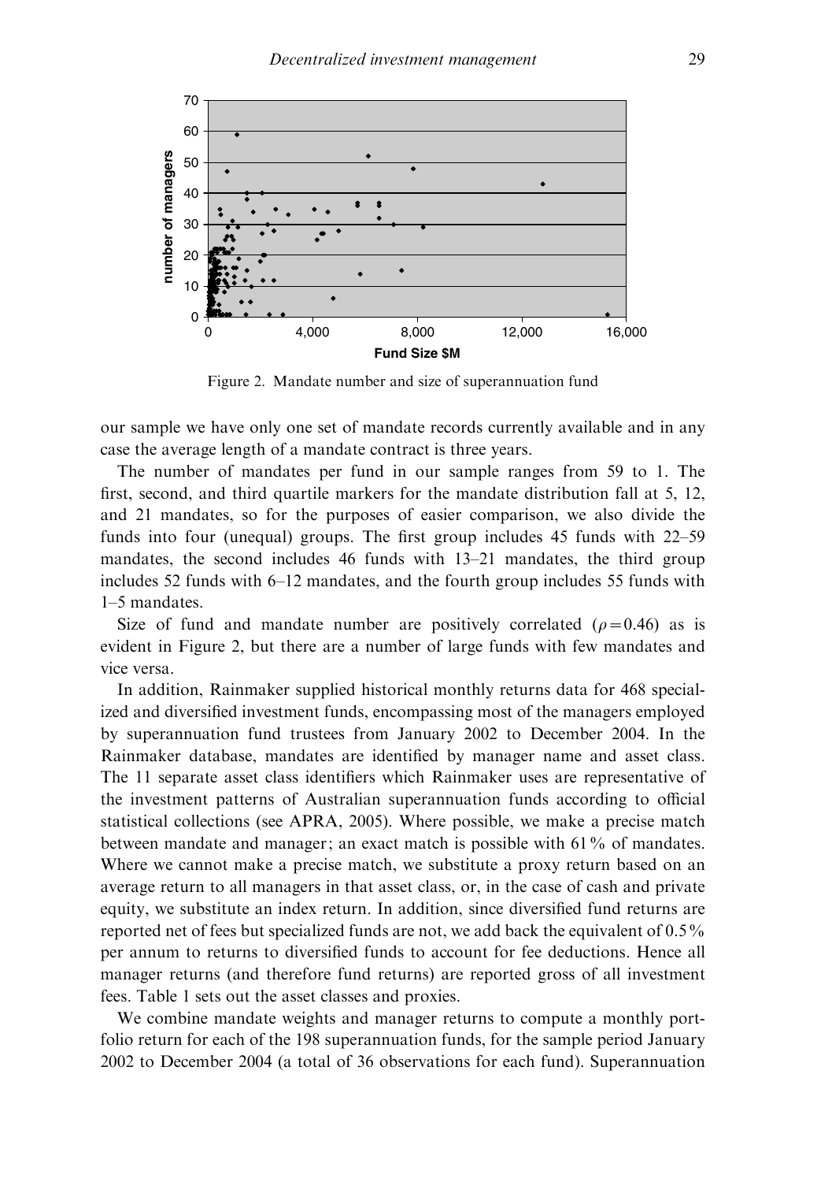Figure 2. Mandate number and size of superannuation fund

our sample we have only one set of mandate records currently available and in any case the average length of a mandate contract is three years.

The number of mandates per fund in our sample ranges from 59 to 1. The first, second, and third quartile markers for the mandate distribution fall at 5, 12, and 21 mandates, so for the purposes of easier comparison, we also divide the funds into four (unequal) groups. The first group includes 45 funds with 22–59 mandates, the second includes 46 funds with 13–21 mandates, the third group includes 52 funds with 6–12 mandates, and the fourth group includes 55 funds with 1–5 mandates.

Size of fund and mandate number are positively correlated ($\rho = 0.46$) as is evident in Figure 2, but there are a number of large funds with few mandates and vice versa.

In addition, Rainmaker supplied historical monthly returns data for 468 specialized and diversified investment funds, encompassing most of the managers employed by superannuation fund trustees from January 2002 to December 2004. In the Rainmaker database, mandates are identified by manager name and asset class. The 11 separate asset class identifiers which Rainmaker uses are representative of the investment patterns of Australian superannuation funds according to official statistical collections (see APRA, 2005). Where possible, we make a precise match between mandate and manager; an exact match is possible with 61% of mandates. Where we cannot make a precise match, we substitute a proxy return based on an average return to all managers in that asset class, or, in the case of cash and private equity, we substitute an index return. In addition, since diversified fund returns are reported net of fees but specialized funds are not, we add back the equivalent of 0.5% per annum to returns to diversified funds to account for fee deductions. Hence all manager returns (and therefore fund returns) are reported gross of all investment fees. Table 1 sets out the asset classes and proxies.

We combine mandate weights and manager returns to compute a monthly portfolio return for each of the 198 superannuation funds, for the sample period January 2002 to December 2004 (a total of 36 observations for each fund). Superannuation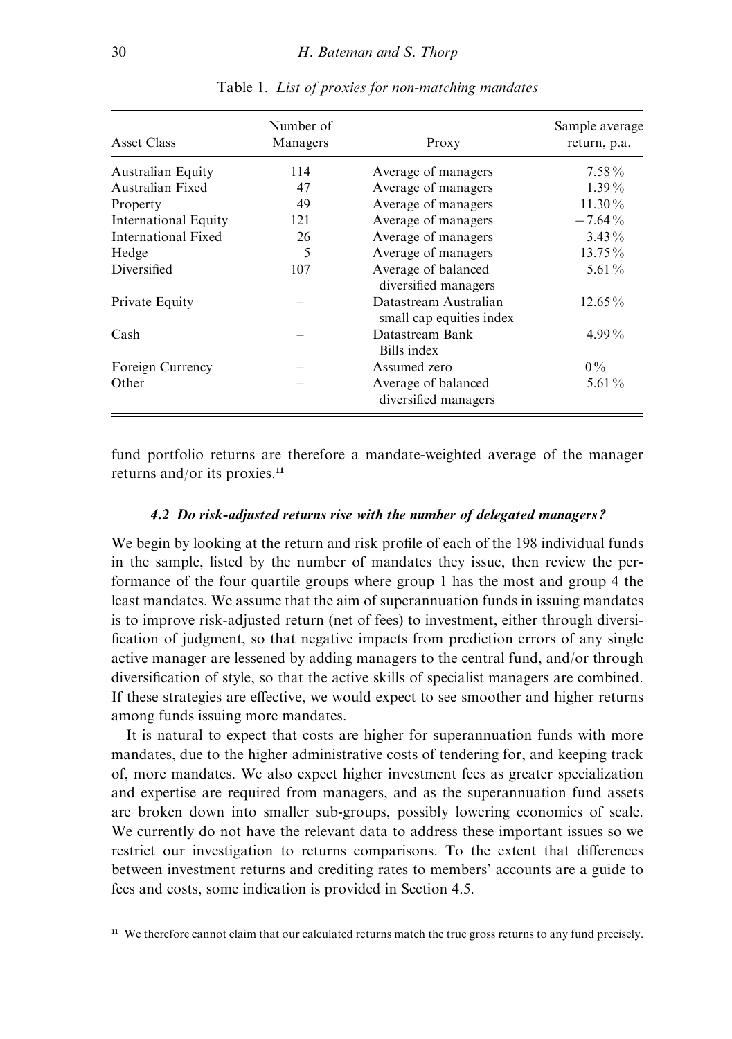Table 1. *List of proxies for non-matching mandates*

| Asset Class | Number of Managers | Proxy | Sample average return, p.a. |
|---|---|---|---|
| Australian Equity | 114 | Average of managers | 7.58% |
| Australian Fixed | 47 | Average of managers | 1.39% |
| Property | 49 | Average of managers | 11.30% |
| International Equity | 121 | Average of managers | −7.64% |
| International Fixed | 26 | Average of managers | 3.43% |
| Hedge | 5 | Average of managers | 13.75% |
| Diversified | 107 | Average of balanced diversified managers | 5.61% |
| Private Equity | – | Datastream Australian small cap equities index | 12.65% |
| Cash | – | Datastream Bank Bills index | 4.99% |
| Foreign Currency | – | Assumed zero | 0% |
| Other | – | Average of balanced diversified managers | 5.61% |

fund portfolio returns are therefore a mandate-weighted average of the manager returns and/or its proxies.[11]

### *4.2 Do risk-adjusted returns rise with the number of delegated managers?*

We begin by looking at the return and risk profile of each of the 198 individual funds in the sample, listed by the number of mandates they issue, then review the performance of the four quartile groups where group 1 has the most and group 4 the least mandates. We assume that the aim of superannuation funds in issuing mandates is to improve risk-adjusted return (net of fees) to investment, either through diversification of judgment, so that negative impacts from prediction errors of any single active manager are lessened by adding managers to the central fund, and/or through diversification of style, so that the active skills of specialist managers are combined. If these strategies are effective, we would expect to see smoother and higher returns among funds issuing more mandates.

It is natural to expect that costs are higher for superannuation funds with more mandates, due to the higher administrative costs of tendering for, and keeping track of, more mandates. We also expect higher investment fees as greater specialization and expertise are required from managers, and as the superannuation fund assets are broken down into smaller sub-groups, possibly lowering economies of scale. We currently do not have the relevant data to address these important issues so we restrict our investigation to returns comparisons. To the extent that differences between investment returns and crediting rates to members' accounts are a guide to fees and costs, some indication is provided in Section 4.5.

[11] We therefore cannot claim that our calculated returns match the true gross returns to any fund precisely.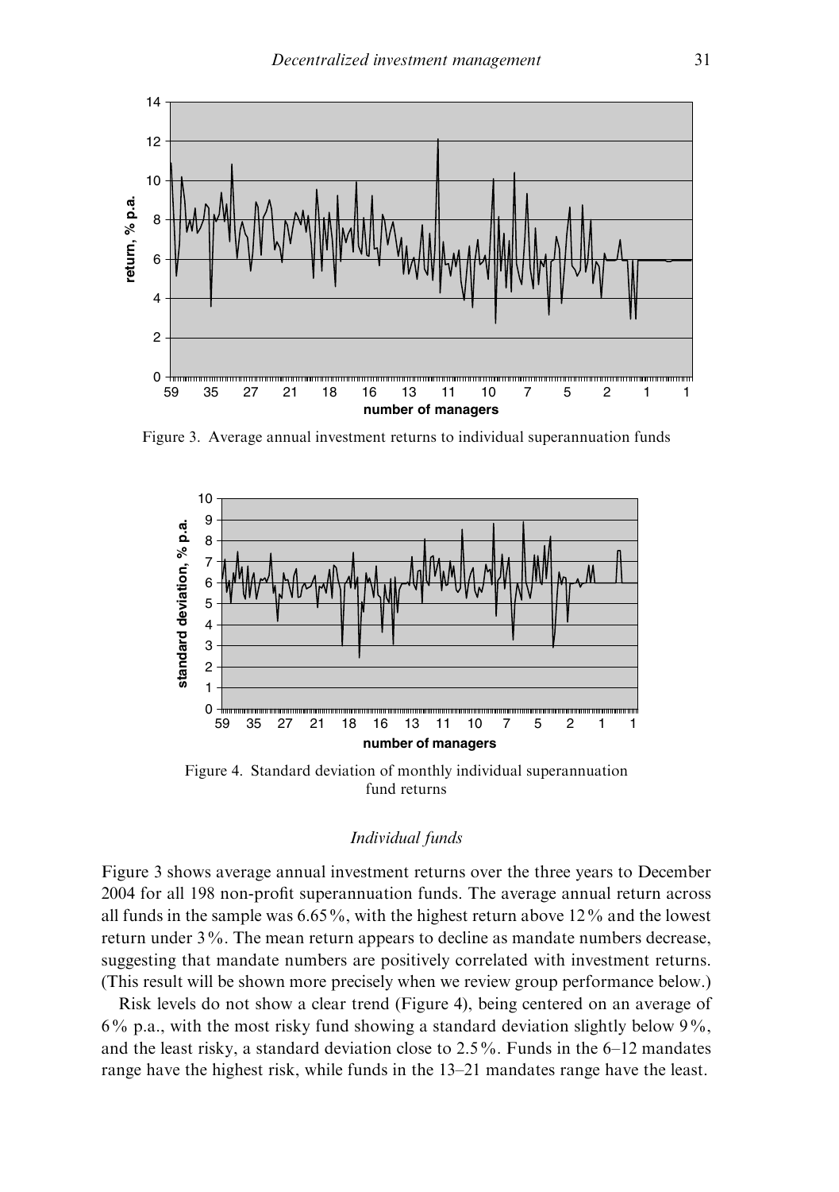Figure 3. Average annual investment returns to individual superannuation funds

Figure 4. Standard deviation of monthly individual superannuation fund returns

*Individual funds*

Figure 3 shows average annual investment returns over the three years to December 2004 for all 198 non-profit superannuation funds. The average annual return across all funds in the sample was 6.65%, with the highest return above 12% and the lowest return under 3%. The mean return appears to decline as mandate numbers decrease, suggesting that mandate numbers are positively correlated with investment returns. (This result will be shown more precisely when we review group performance below.)

Risk levels do not show a clear trend (Figure 4), being centered on an average of 6% p.a., with the most risky fund showing a standard deviation slightly below 9%, and the least risky, a standard deviation close to 2.5%. Funds in the 6–12 mandates range have the highest risk, while funds in the 13–21 mandates range have the least.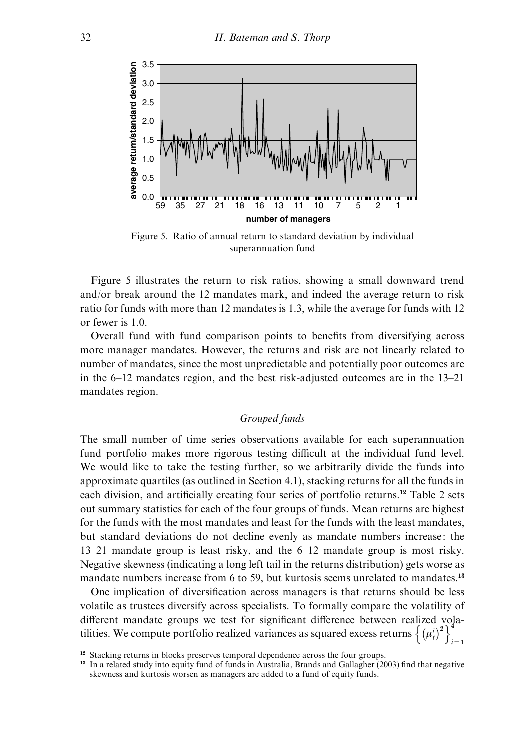Figure 5. Ratio of annual return to standard deviation by individual superannuation fund

Figure 5 illustrates the return to risk ratios, showing a small downward trend and/or break around the 12 mandates mark, and indeed the average return to risk ratio for funds with more than 12 mandates is 1.3, while the average for funds with 12 or fewer is 1.0.

Overall fund with fund comparison points to benefits from diversifying across more manager mandates. However, the returns and risk are not linearly related to number of mandates, since the most unpredictable and potentially poor outcomes are in the 6–12 mandates region, and the best risk-adjusted outcomes are in the 13–21 mandates region.

### *Grouped funds*

The small number of time series observations available for each superannuation fund portfolio makes more rigorous testing difficult at the individual fund level. We would like to take the testing further, so we arbitrarily divide the funds into approximate quartiles (as outlined in Section 4.1), stacking returns for all the funds in each division, and artificially creating four series of portfolio returns.[12] Table 2 sets out summary statistics for each of the four groups of funds. Mean returns are highest for the funds with the most mandates and least for the funds with the least mandates, but standard deviations do not decline evenly as mandate numbers increase: the 13–21 mandate group is least risky, and the 6–12 mandate group is most risky. Negative skewness (indicating a long left tail in the returns distribution) gets worse as mandate numbers increase from 6 to 59, but kurtosis seems unrelated to mandates.[13]

One implication of diversification across managers is that returns should be less volatile as trustees diversify across specialists. To formally compare the volatility of different mandate groups we test for significant difference between realized volatilities. We compute portfolio realized variances as squared excess returns $\left\{ \left(\mu_t^i\right)^2 \right\}_{i=1}^4$

[12] Stacking returns in blocks preserves temporal dependence across the four groups.

[13] In a related study into equity fund of funds in Australia, Brands and Gallagher (2003) find that negative skewness and kurtosis worsen as managers are added to a fund of equity funds.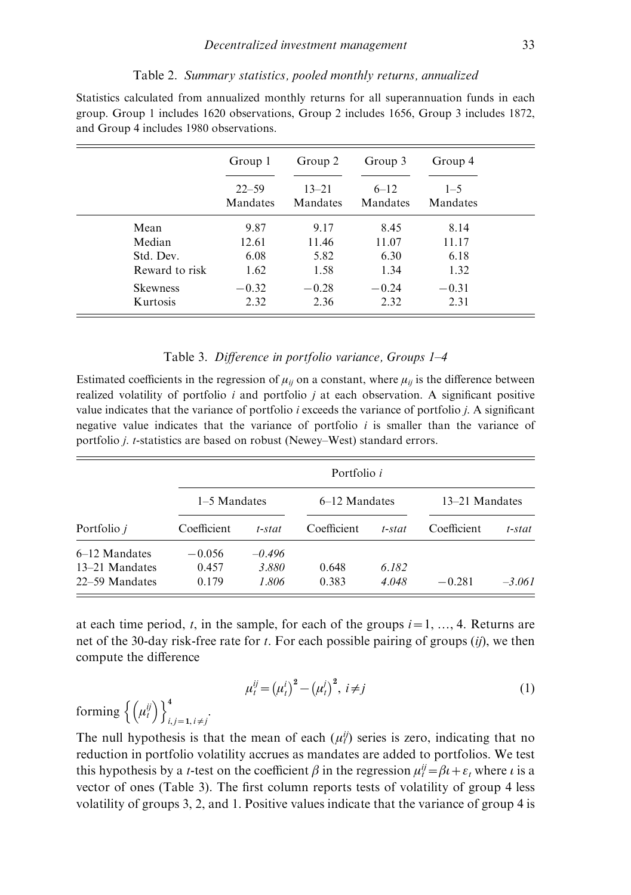Table 2. *Summary statistics, pooled monthly returns, annualized*

Statistics calculated from annualized monthly returns for all superannuation funds in each group. Group 1 includes 1620 observations, Group 2 includes 1656, Group 3 includes 1872, and Group 4 includes 1980 observations.

| | Group 1 | Group 2 | Group 3 | Group 4 |
|---|---|---|---|---|
| | 22–59 Mandates | 13–21 Mandates | 6–12 Mandates | 1–5 Mandates |
| Mean | 9.87 | 9.17 | 8.45 | 8.14 |
| Median | 12.61 | 11.46 | 11.07 | 11.17 |
| Std. Dev. | 6.08 | 5.82 | 6.30 | 6.18 |
| Reward to risk | 1.62 | 1.58 | 1.34 | 1.32 |
| Skewness | −0.32 | −0.28 | −0.24 | −0.31 |
| Kurtosis | 2.32 | 2.36 | 2.32 | 2.31 |

Table 3. *Difference in portfolio variance, Groups 1–4*

Estimated coefficients in the regression of $\mu_{ij}$ on a constant, where $\mu_{ij}$ is the difference between realized volatility of portfolio $i$ and portfolio $j$ at each observation. A significant positive value indicates that the variance of portfolio $i$ exceeds the variance of portfolio $j$. A significant negative value indicates that the variance of portfolio $i$ is smaller than the variance of portfolio $j$. $t$-statistics are based on robust (Newey–West) standard errors.

| | Portfolio $i$ | | | | | |
|---|---|---|---|---|---|---|
| | 1–5 Mandates | | 6–12 Mandates | | 13–21 Mandates | |
| Portfolio $j$ | Coefficient | *t-stat* | Coefficient | *t-stat* | Coefficient | *t-stat* |
| 6–12 Mandates | −0.056 | *−0.496* | | | | |
| 13–21 Mandates | 0.457 | *3.880* | 0.648 | *6.182* | | |
| 22–59 Mandates | 0.179 | *1.806* | 0.383 | *4.048* | −0.281 | *−3.061* |

at each time period, $t$, in the sample, for each of the groups $i = 1, \ldots, 4$. Returns are net of the 30-day risk-free rate for $t$. For each possible pairing of groups ($ij$), we then compute the difference

$$\mu_t^{ij} = \left(\mu_t^i\right)^2 - \left(\mu_t^j\right)^2,\ i \neq j \tag{1}$$

forming $\left\{\left(\mu_t^{ij}\right)\right\}_{i,j=1,\, i \neq j}^{4}$.

The null hypothesis is that the mean of each ($\mu_t^{ij}$) series is zero, indicating that no reduction in portfolio volatility accrues as mandates are added to portfolios. We test this hypothesis by a $t$-test on the coefficient $\beta$ in the regression $\mu_t^{ij} = \beta\iota + \varepsilon_t$ where $\iota$ is a vector of ones (Table 3). The first column reports tests of volatility of group 4 less volatility of groups 3, 2, and 1. Positive values indicate that the variance of group 4 is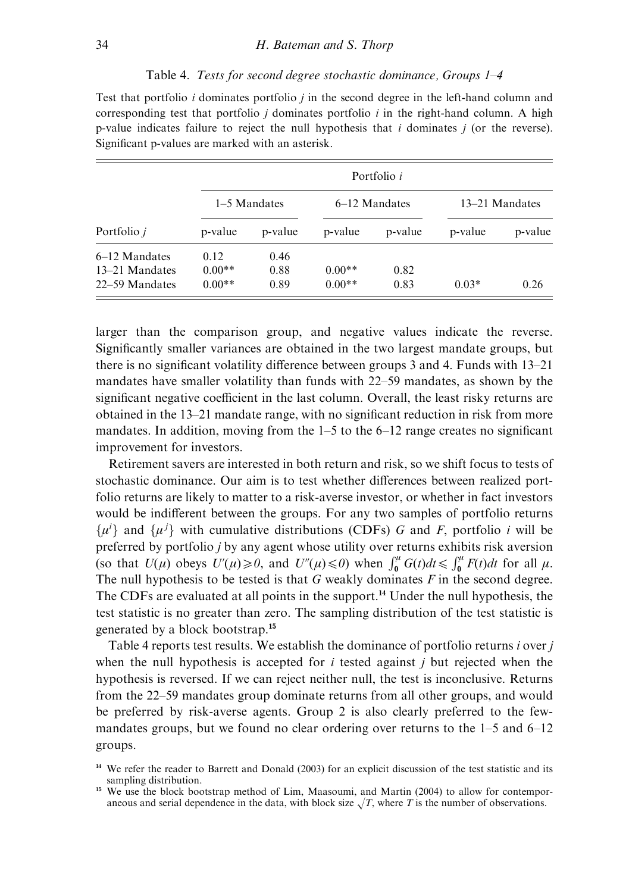Table 4. *Tests for second degree stochastic dominance, Groups 1–4*

Test that portfolio $i$ dominates portfolio $j$ in the second degree in the left-hand column and corresponding test that portfolio $j$ dominates portfolio $i$ in the right-hand column. A high p-value indicates failure to reject the null hypothesis that $i$ dominates $j$ (or the reverse). Significant p-values are marked with an asterisk.

| | Portfolio $i$ | | | | | |
|---|---|---|---|---|---|---|
| | 1–5 Mandates | | 6–12 Mandates | | 13–21 Mandates | |
| Portfolio $j$ | p-value | p-value | p-value | p-value | p-value | p-value |
| 6–12 Mandates | 0.12 | 0.46 | | | | |
| 13–21 Mandates | 0.00** | 0.88 | 0.00** | 0.82 | | |
| 22–59 Mandates | 0.00** | 0.89 | 0.00** | 0.83 | 0.03* | 0.26 |

larger than the comparison group, and negative values indicate the reverse. Significantly smaller variances are obtained in the two largest mandate groups, but there is no significant volatility difference between groups 3 and 4. Funds with 13–21 mandates have smaller volatility than funds with 22–59 mandates, as shown by the significant negative coefficient in the last column. Overall, the least risky returns are obtained in the 13–21 mandate range, with no significant reduction in risk from more mandates. In addition, moving from the 1–5 to the 6–12 range creates no significant improvement for investors.

Retirement savers are interested in both return and risk, so we shift focus to tests of stochastic dominance. Our aim is to test whether differences between realized portfolio returns are likely to matter to a risk-averse investor, or whether in fact investors would be indifferent between the groups. For any two samples of portfolio returns $\{\mu^i\}$ and $\{\mu^j\}$ with cumulative distributions (CDFs) $G$ and $F$, portfolio $i$ will be preferred by portfolio $j$ by any agent whose utility over returns exhibits risk aversion (so that $U(\mu)$ obeys $U'(\mu) \geqslant 0$, and $U''(\mu) \leqslant 0$) when $\int_0^{\mu} G(t)dt \leqslant \int_0^{\mu} F(t)dt$ for all $\mu$. The null hypothesis to be tested is that $G$ weakly dominates $F$ in the second degree. The CDFs are evaluated at all points in the support.[14] Under the null hypothesis, the test statistic is no greater than zero. The sampling distribution of the test statistic is generated by a block bootstrap.[15]

Table 4 reports test results. We establish the dominance of portfolio returns $i$ over $j$ when the null hypothesis is accepted for $i$ tested against $j$ but rejected when the hypothesis is reversed. If we can reject neither null, the test is inconclusive. Returns from the 22–59 mandates group dominate returns from all other groups, and would be preferred by risk-averse agents. Group 2 is also clearly preferred to the few-mandates groups, but we found no clear ordering over returns to the 1–5 and 6–12 groups.

[14] We refer the reader to Barrett and Donald (2003) for an explicit discussion of the test statistic and its sampling distribution.

[15] We use the block bootstrap method of Lim, Maasoumi, and Martin (2004) to allow for contemporaneous and serial dependence in the data, with block size $\sqrt{T}$, where $T$ is the number of observations.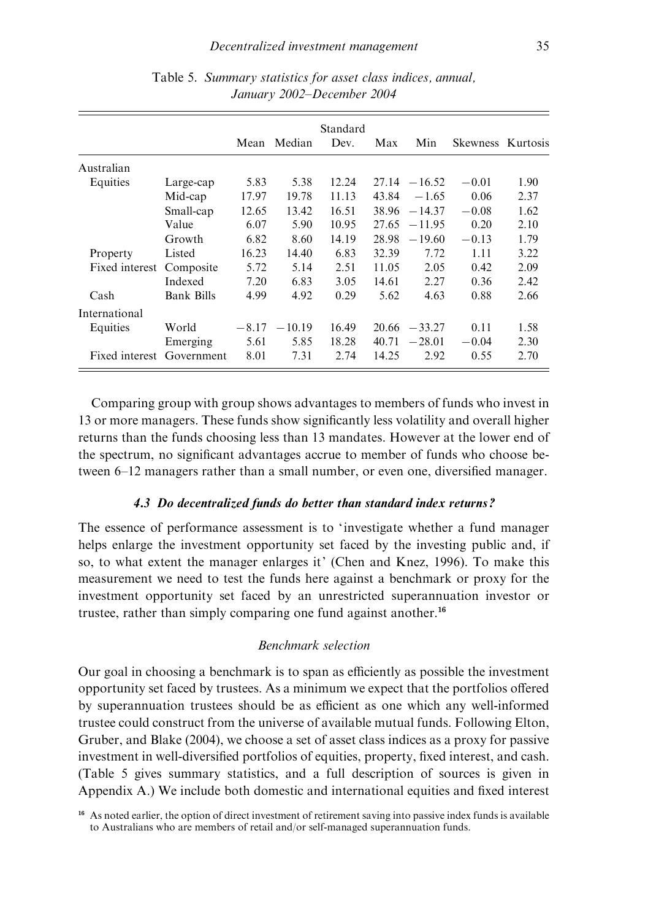Table 5. *Summary statistics for asset class indices, annual, January 2002–December 2004*

| | | Mean | Median | Standard Dev. | Max | Min | Skewness | Kurtosis |
|---|---|---|---|---|---|---|---|---|
| Australian | | | | | | | | |
| Equities | Large-cap | 5.83 | 5.38 | 12.24 | 27.14 | −16.52 | −0.01 | 1.90 |
| | Mid-cap | 17.97 | 19.78 | 11.13 | 43.84 | −1.65 | 0.06 | 2.37 |
| | Small-cap | 12.65 | 13.42 | 16.51 | 38.96 | −14.37 | −0.08 | 1.62 |
| | Value | 6.07 | 5.90 | 10.95 | 27.65 | −11.95 | 0.20 | 2.10 |
| | Growth | 6.82 | 8.60 | 14.19 | 28.98 | −19.60 | −0.13 | 1.79 |
| Property | Listed | 16.23 | 14.40 | 6.83 | 32.39 | 7.72 | 1.11 | 3.22 |
| Fixed interest | Composite | 5.72 | 5.14 | 2.51 | 11.05 | 2.05 | 0.42 | 2.09 |
| | Indexed | 7.20 | 6.83 | 3.05 | 14.61 | 2.27 | 0.36 | 2.42 |
| Cash | Bank Bills | 4.99 | 4.92 | 0.29 | 5.62 | 4.63 | 0.88 | 2.66 |
| International | | | | | | | | |
| Equities | World | −8.17 | −10.19 | 16.49 | 20.66 | −33.27 | 0.11 | 1.58 |
| | Emerging | 5.61 | 5.85 | 18.28 | 40.71 | −28.01 | −0.04 | 2.30 |
| Fixed interest | Government | 8.01 | 7.31 | 2.74 | 14.25 | 2.92 | 0.55 | 2.70 |

Comparing group with group shows advantages to members of funds who invest in 13 or more managers. These funds show significantly less volatility and overall higher returns than the funds choosing less than 13 mandates. However at the lower end of the spectrum, no significant advantages accrue to member of funds who choose between 6–12 managers rather than a small number, or even one, diversified manager.

### *4.3 Do decentralized funds do better than standard index returns?*

The essence of performance assessment is to 'investigate whether a fund manager helps enlarge the investment opportunity set faced by the investing public and, if so, to what extent the manager enlarges it' (Chen and Knez, 1996). To make this measurement we need to test the funds here against a benchmark or proxy for the investment opportunity set faced by an unrestricted superannuation investor or trustee, rather than simply comparing one fund against another.[16]

#### *Benchmark selection*

Our goal in choosing a benchmark is to span as efficiently as possible the investment opportunity set faced by trustees. As a minimum we expect that the portfolios offered by superannuation trustees should be as efficient as one which any well-informed trustee could construct from the universe of available mutual funds. Following Elton, Gruber, and Blake (2004), we choose a set of asset class indices as a proxy for passive investment in well-diversified portfolios of equities, property, fixed interest, and cash. (Table 5 gives summary statistics, and a full description of sources is given in Appendix A.) We include both domestic and international equities and fixed interest

[16] As noted earlier, the option of direct investment of retirement saving into passive index funds is available to Australians who are members of retail and/or self-managed superannuation funds.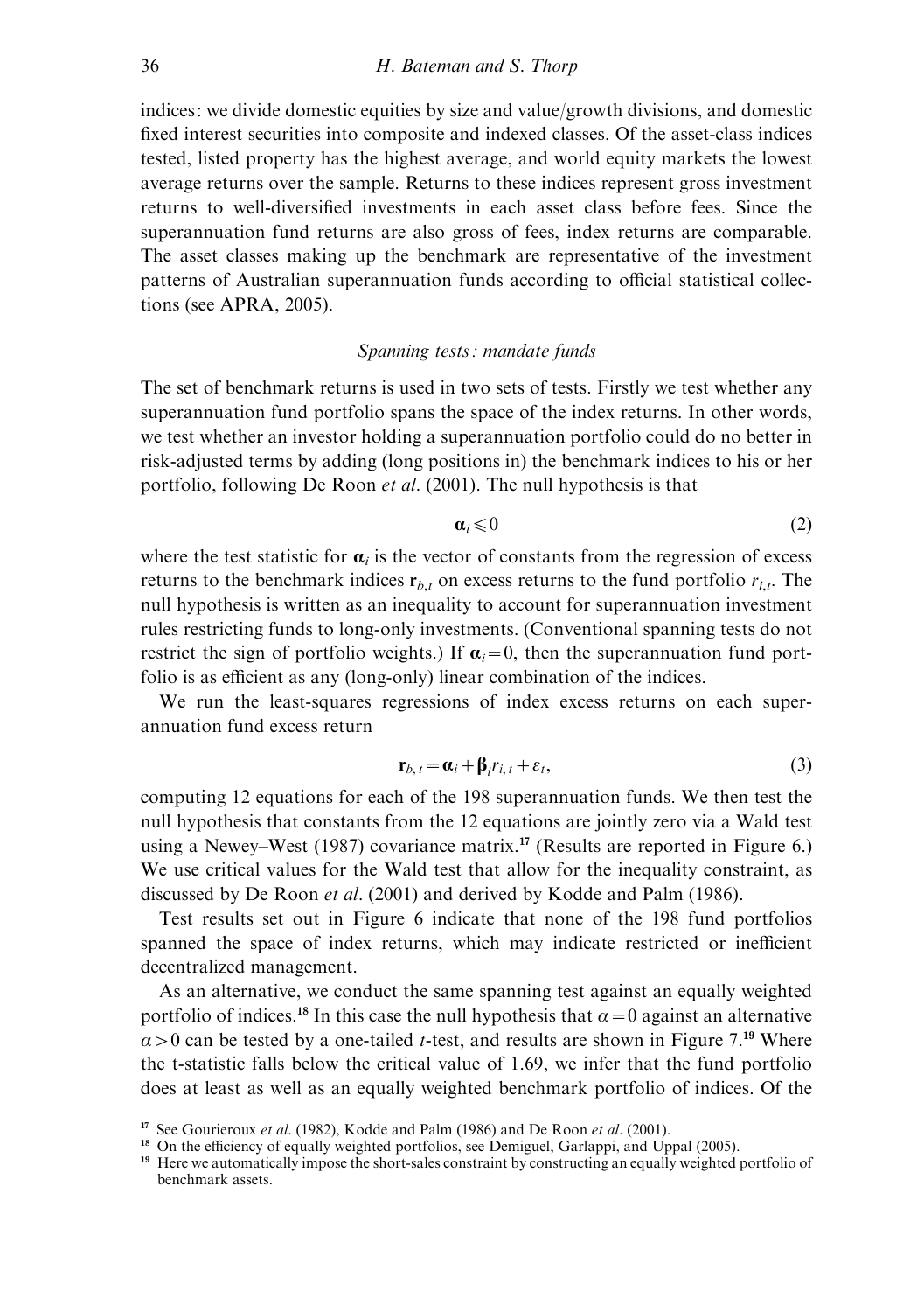indices: we divide domestic equities by size and value/growth divisions, and domestic fixed interest securities into composite and indexed classes. Of the asset-class indices tested, listed property has the highest average, and world equity markets the lowest average returns over the sample. Returns to these indices represent gross investment returns to well-diversified investments in each asset class before fees. Since the superannuation fund returns are also gross of fees, index returns are comparable. The asset classes making up the benchmark are representative of the investment patterns of Australian superannuation funds according to official statistical collections (see APRA, 2005).

### *Spanning tests: mandate funds*

The set of benchmark returns is used in two sets of tests. Firstly we test whether any superannuation fund portfolio spans the space of the index returns. In other words, we test whether an investor holding a superannuation portfolio could do no better in risk-adjusted terms by adding (long positions in) the benchmark indices to his or her portfolio, following De Roon *et al.* (2001). The null hypothesis is that

$$\boldsymbol{\alpha}_i \leqslant 0 \tag{2}$$

where the test statistic for $\boldsymbol{\alpha}_i$ is the vector of constants from the regression of excess returns to the benchmark indices $\mathbf{r}_{b,t}$ on excess returns to the fund portfolio $r_{i,t}$. The null hypothesis is written as an inequality to account for superannuation investment rules restricting funds to long-only investments. (Conventional spanning tests do not restrict the sign of portfolio weights.) If $\boldsymbol{\alpha}_i = 0$, then the superannuation fund portfolio is as efficient as any (long-only) linear combination of the indices.

We run the least-squares regressions of index excess returns on each superannuation fund excess return

$$\mathbf{r}_{b,t} = \boldsymbol{\alpha}_i + \boldsymbol{\beta}_i r_{i,t} + \varepsilon_t, \tag{3}$$

computing 12 equations for each of the 198 superannuation funds. We then test the null hypothesis that constants from the 12 equations are jointly zero via a Wald test using a Newey–West (1987) covariance matrix.[17] (Results are reported in Figure 6.) We use critical values for the Wald test that allow for the inequality constraint, as discussed by De Roon *et al.* (2001) and derived by Kodde and Palm (1986).

Test results set out in Figure 6 indicate that none of the 198 fund portfolios spanned the space of index returns, which may indicate restricted or inefficient decentralized management.

As an alternative, we conduct the same spanning test against an equally weighted portfolio of indices.[18] In this case the null hypothesis that $\alpha = 0$ against an alternative $\alpha > 0$ can be tested by a one-tailed *t*-test, and results are shown in Figure 7.[19] Where the t-statistic falls below the critical value of 1.69, we infer that the fund portfolio does at least as well as an equally weighted benchmark portfolio of indices. Of the

[17] See Gourieroux *et al.* (1982), Kodde and Palm (1986) and De Roon *et al.* (2001).

[18] On the efficiency of equally weighted portfolios, see Demiguel, Garlappi, and Uppal (2005).

[19] Here we automatically impose the short-sales constraint by constructing an equally weighted portfolio of benchmark assets.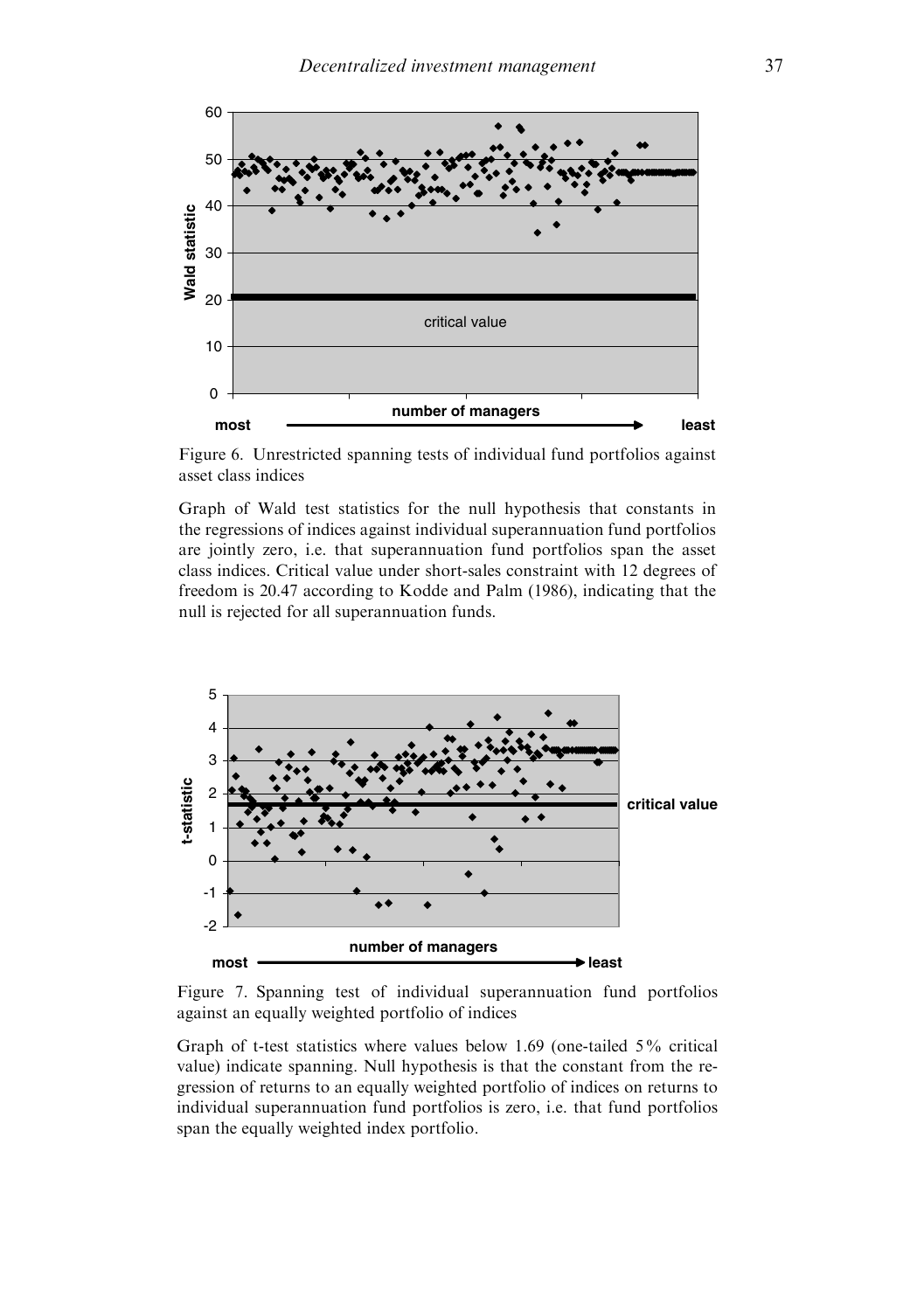Figure 6. Unrestricted spanning tests of individual fund portfolios against asset class indices

Graph of Wald test statistics for the null hypothesis that constants in the regressions of indices against individual superannuation fund portfolios are jointly zero, i.e. that superannuation fund portfolios span the asset class indices. Critical value under short-sales constraint with 12 degrees of freedom is 20.47 according to Kodde and Palm (1986), indicating that the null is rejected for all superannuation funds.

Figure 7. Spanning test of individual superannuation fund portfolios against an equally weighted portfolio of indices

Graph of t-test statistics where values below 1.69 (one-tailed 5% critical value) indicate spanning. Null hypothesis is that the constant from the regression of returns to an equally weighted portfolio of indices on returns to individual superannuation fund portfolios is zero, i.e. that fund portfolios span the equally weighted index portfolio.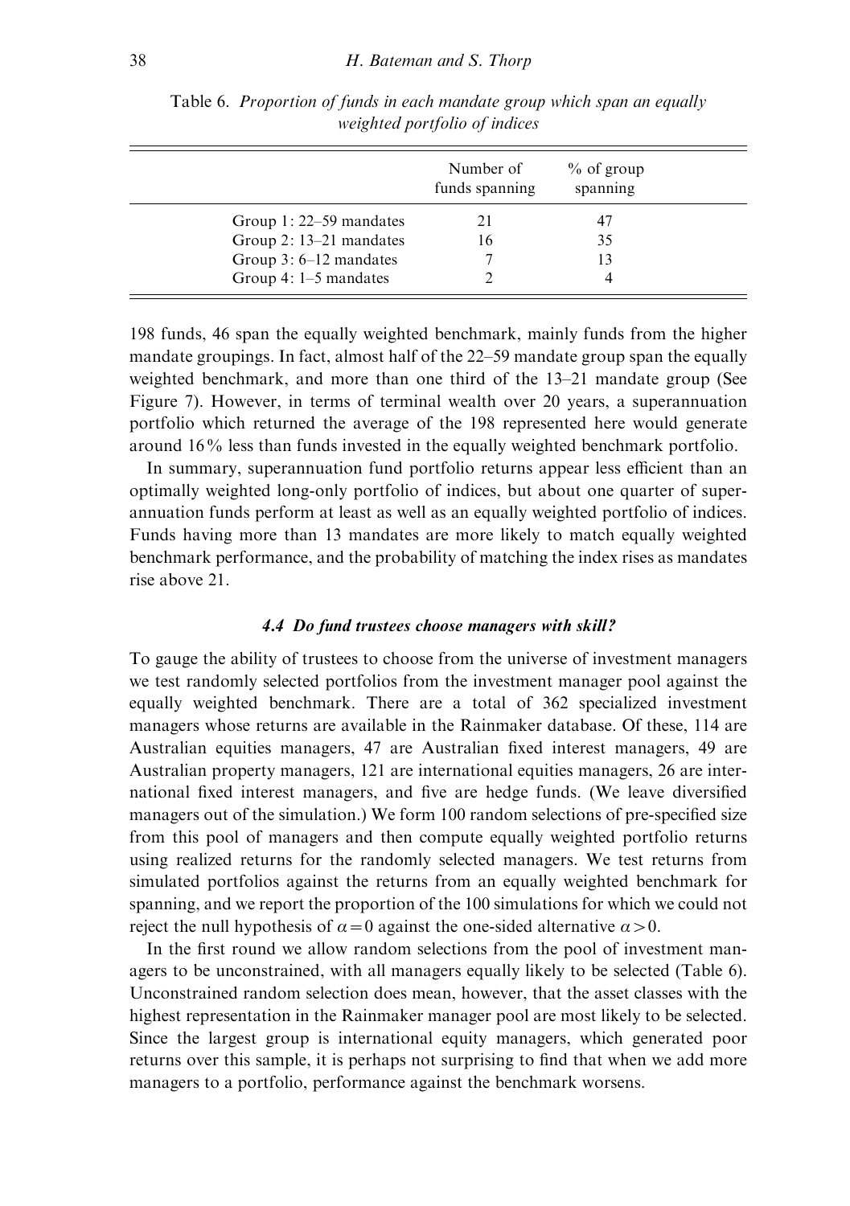Table 6. *Proportion of funds in each mandate group which span an equally weighted portfolio of indices*

| | Number of funds spanning | % of group spanning |
|---|---|---|
| Group 1: 22–59 mandates | 21 | 47 |
| Group 2: 13–21 mandates | 16 | 35 |
| Group 3: 6–12 mandates | 7 | 13 |
| Group 4: 1–5 mandates | 2 | 4 |

198 funds, 46 span the equally weighted benchmark, mainly funds from the higher mandate groupings. In fact, almost half of the 22–59 mandate group span the equally weighted benchmark, and more than one third of the 13–21 mandate group (See Figure 7). However, in terms of terminal wealth over 20 years, a superannuation portfolio which returned the average of the 198 represented here would generate around 16% less than funds invested in the equally weighted benchmark portfolio.

In summary, superannuation fund portfolio returns appear less efficient than an optimally weighted long-only portfolio of indices, but about one quarter of superannuation funds perform at least as well as an equally weighted portfolio of indices. Funds having more than 13 mandates are more likely to match equally weighted benchmark performance, and the probability of matching the index rises as mandates rise above 21.

### 4.4 Do fund trustees choose managers with skill?

To gauge the ability of trustees to choose from the universe of investment managers we test randomly selected portfolios from the investment manager pool against the equally weighted benchmark. There are a total of 362 specialized investment managers whose returns are available in the Rainmaker database. Of these, 114 are Australian equities managers, 47 are Australian fixed interest managers, 49 are Australian property managers, 121 are international equities managers, 26 are international fixed interest managers, and five are hedge funds. (We leave diversified managers out of the simulation.) We form 100 random selections of pre-specified size from this pool of managers and then compute equally weighted portfolio returns using realized returns for the randomly selected managers. We test returns from simulated portfolios against the returns from an equally weighted benchmark for spanning, and we report the proportion of the 100 simulations for which we could not reject the null hypothesis of $\alpha = 0$ against the one-sided alternative $\alpha > 0$.

In the first round we allow random selections from the pool of investment managers to be unconstrained, with all managers equally likely to be selected (Table 6). Unconstrained random selection does mean, however, that the asset classes with the highest representation in the Rainmaker manager pool are most likely to be selected. Since the largest group is international equity managers, which generated poor returns over this sample, it is perhaps not surprising to find that when we add more managers to a portfolio, performance against the benchmark worsens.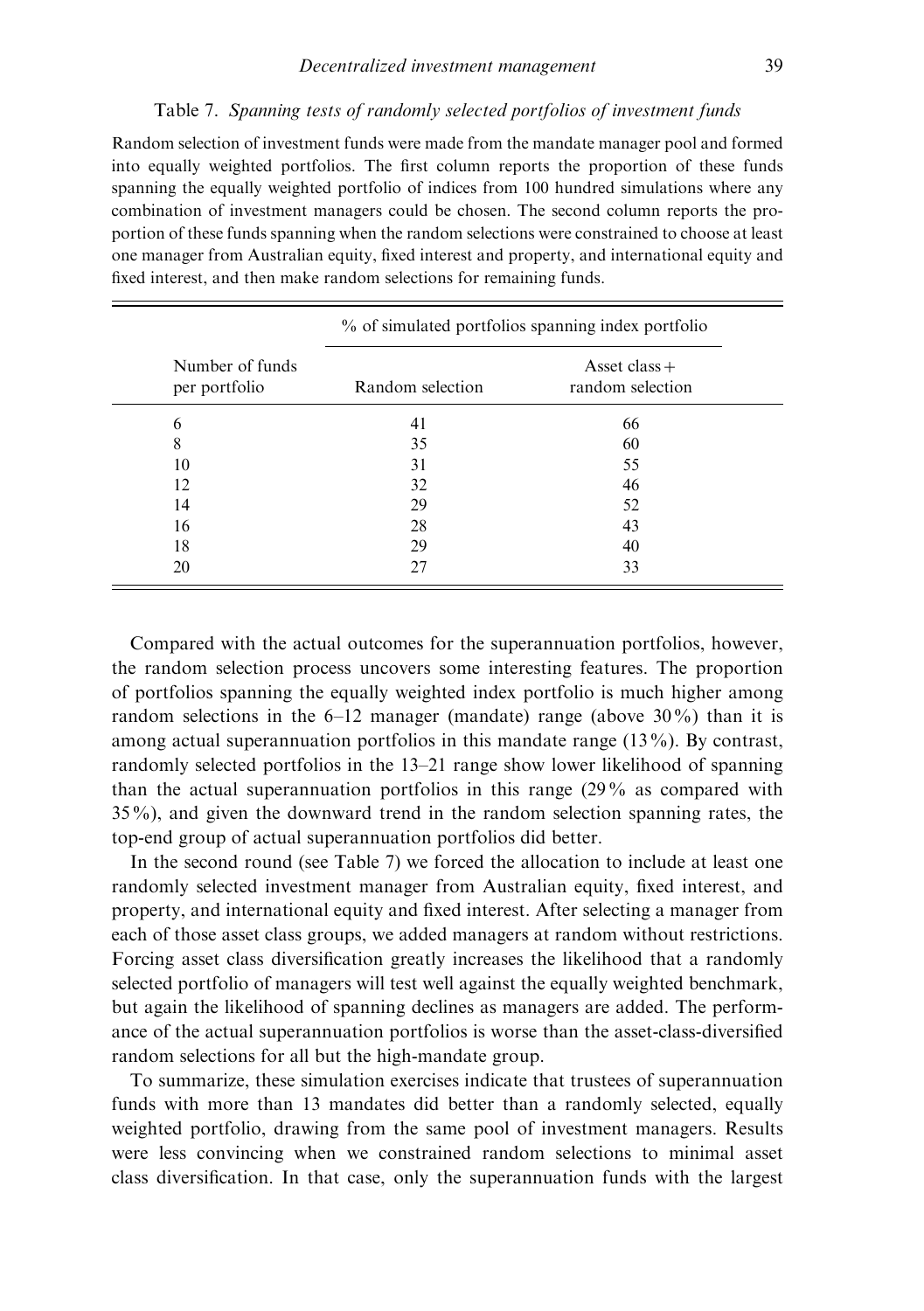Table 7. *Spanning tests of randomly selected portfolios of investment funds*

Random selection of investment funds were made from the mandate manager pool and formed into equally weighted portfolios. The first column reports the proportion of these funds spanning the equally weighted portfolio of indices from 100 hundred simulations where any combination of investment managers could be chosen. The second column reports the proportion of these funds spanning when the random selections were constrained to choose at least one manager from Australian equity, fixed interest and property, and international equity and fixed interest, and then make random selections for remaining funds.

| | % of simulated portfolios spanning index portfolio | |
|---|---|---|
| Number of funds per portfolio | Random selection | Asset class + random selection |
| 6 | 41 | 66 |
| 8 | 35 | 60 |
| 10 | 31 | 55 |
| 12 | 32 | 46 |
| 14 | 29 | 52 |
| 16 | 28 | 43 |
| 18 | 29 | 40 |
| 20 | 27 | 33 |

Compared with the actual outcomes for the superannuation portfolios, however, the random selection process uncovers some interesting features. The proportion of portfolios spanning the equally weighted index portfolio is much higher among random selections in the 6–12 manager (mandate) range (above 30%) than it is among actual superannuation portfolios in this mandate range (13%). By contrast, randomly selected portfolios in the 13–21 range show lower likelihood of spanning than the actual superannuation portfolios in this range (29% as compared with 35%), and given the downward trend in the random selection spanning rates, the top-end group of actual superannuation portfolios did better.

In the second round (see Table 7) we forced the allocation to include at least one randomly selected investment manager from Australian equity, fixed interest, and property, and international equity and fixed interest. After selecting a manager from each of those asset class groups, we added managers at random without restrictions. Forcing asset class diversification greatly increases the likelihood that a randomly selected portfolio of managers will test well against the equally weighted benchmark, but again the likelihood of spanning declines as managers are added. The performance of the actual superannuation portfolios is worse than the asset-class-diversified random selections for all but the high-mandate group.

To summarize, these simulation exercises indicate that trustees of superannuation funds with more than 13 mandates did better than a randomly selected, equally weighted portfolio, drawing from the same pool of investment managers. Results were less convincing when we constrained random selections to minimal asset class diversification. In that case, only the superannuation funds with the largest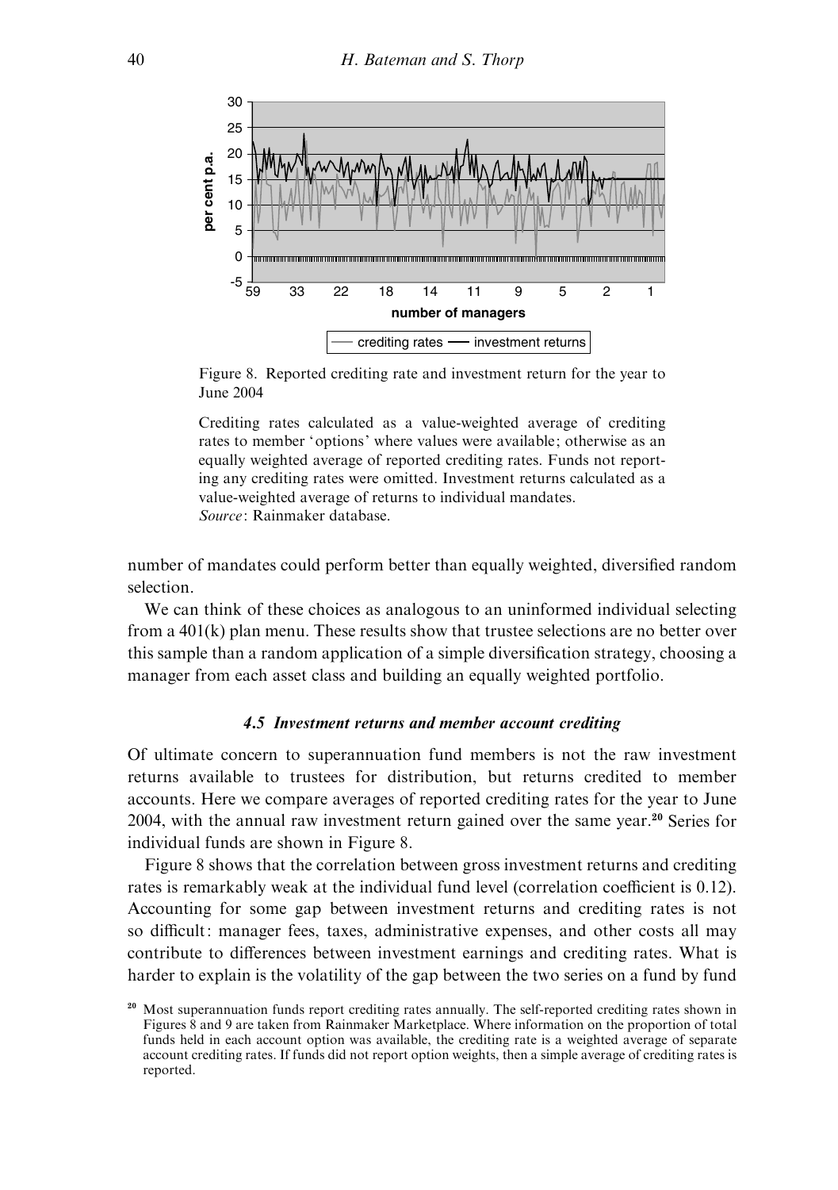Figure 8. Reported crediting rate and investment return for the year to June 2004

Crediting rates calculated as a value-weighted average of crediting rates to member 'options' where values were available; otherwise as an equally weighted average of reported crediting rates. Funds not reporting any crediting rates were omitted. Investment returns calculated as a value-weighted average of returns to individual mandates.
*Source*: Rainmaker database.

number of mandates could perform better than equally weighted, diversified random selection.

We can think of these choices as analogous to an uninformed individual selecting from a 401(k) plan menu. These results show that trustee selections are no better over this sample than a random application of a simple diversification strategy, choosing a manager from each asset class and building an equally weighted portfolio.

### *4.5 Investment returns and member account crediting*

Of ultimate concern to superannuation fund members is not the raw investment returns available to trustees for distribution, but returns credited to member accounts. Here we compare averages of reported crediting rates for the year to June 2004, with the annual raw investment return gained over the same year.[20] Series for individual funds are shown in Figure 8.

Figure 8 shows that the correlation between gross investment returns and crediting rates is remarkably weak at the individual fund level (correlation coefficient is 0.12). Accounting for some gap between investment returns and crediting rates is not so difficult: manager fees, taxes, administrative expenses, and other costs all may contribute to differences between investment earnings and crediting rates. What is harder to explain is the volatility of the gap between the two series on a fund by fund

[20] Most superannuation funds report crediting rates annually. The self-reported crediting rates shown in Figures 8 and 9 are taken from Rainmaker Marketplace. Where information on the proportion of total funds held in each account option was available, the crediting rate is a weighted average of separate account crediting rates. If funds did not report option weights, then a simple average of crediting rates is reported.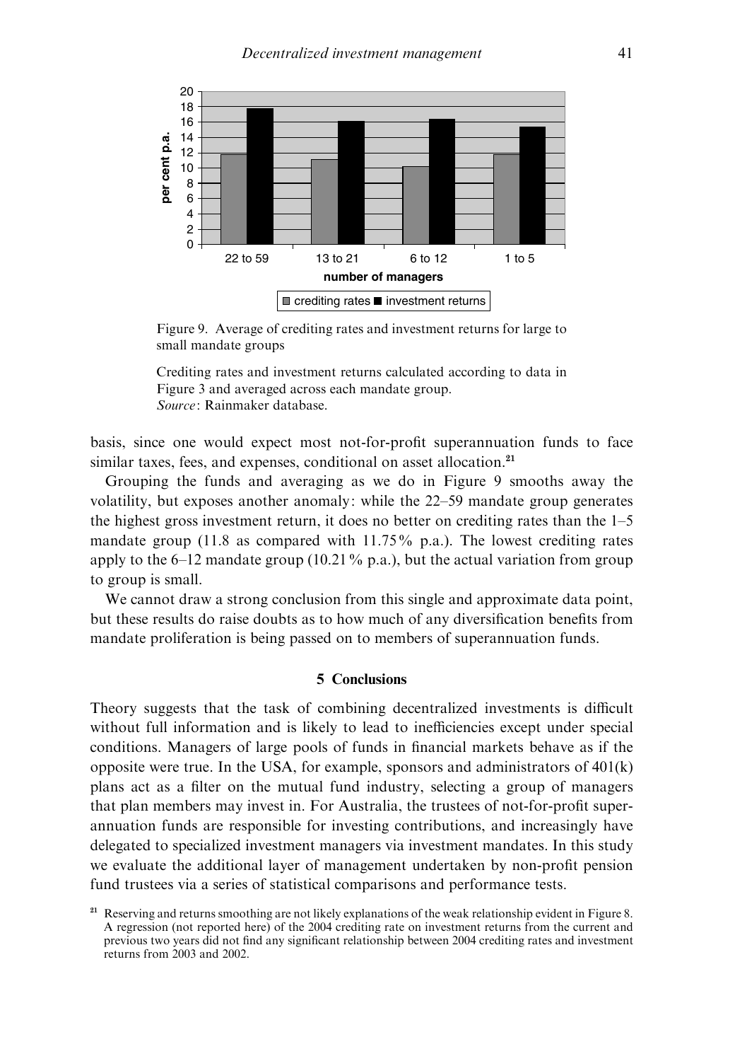Figure 9. Average of crediting rates and investment returns for large to small mandate groups

Crediting rates and investment returns calculated according to data in Figure 3 and averaged across each mandate group.
*Source*: Rainmaker database.

basis, since one would expect most not-for-profit superannuation funds to face similar taxes, fees, and expenses, conditional on asset allocation.[21]

Grouping the funds and averaging as we do in Figure 9 smooths away the volatility, but exposes another anomaly: while the 22–59 mandate group generates the highest gross investment return, it does no better on crediting rates than the 1–5 mandate group (11.8 as compared with 11.75% p.a.). The lowest crediting rates apply to the 6–12 mandate group (10.21% p.a.), but the actual variation from group to group is small.

We cannot draw a strong conclusion from this single and approximate data point, but these results do raise doubts as to how much of any diversification benefits from mandate proliferation is being passed on to members of superannuation funds.

## 5 Conclusions

Theory suggests that the task of combining decentralized investments is difficult without full information and is likely to lead to inefficiencies except under special conditions. Managers of large pools of funds in financial markets behave as if the opposite were true. In the USA, for example, sponsors and administrators of 401(k) plans act as a filter on the mutual fund industry, selecting a group of managers that plan members may invest in. For Australia, the trustees of not-for-profit superannuation funds are responsible for investing contributions, and increasingly have delegated to specialized investment managers via investment mandates. In this study we evaluate the additional layer of management undertaken by non-profit pension fund trustees via a series of statistical comparisons and performance tests.

[21] Reserving and returns smoothing are not likely explanations of the weak relationship evident in Figure 8. A regression (not reported here) of the 2004 crediting rate on investment returns from the current and previous two years did not find any significant relationship between 2004 crediting rates and investment returns from 2003 and 2002.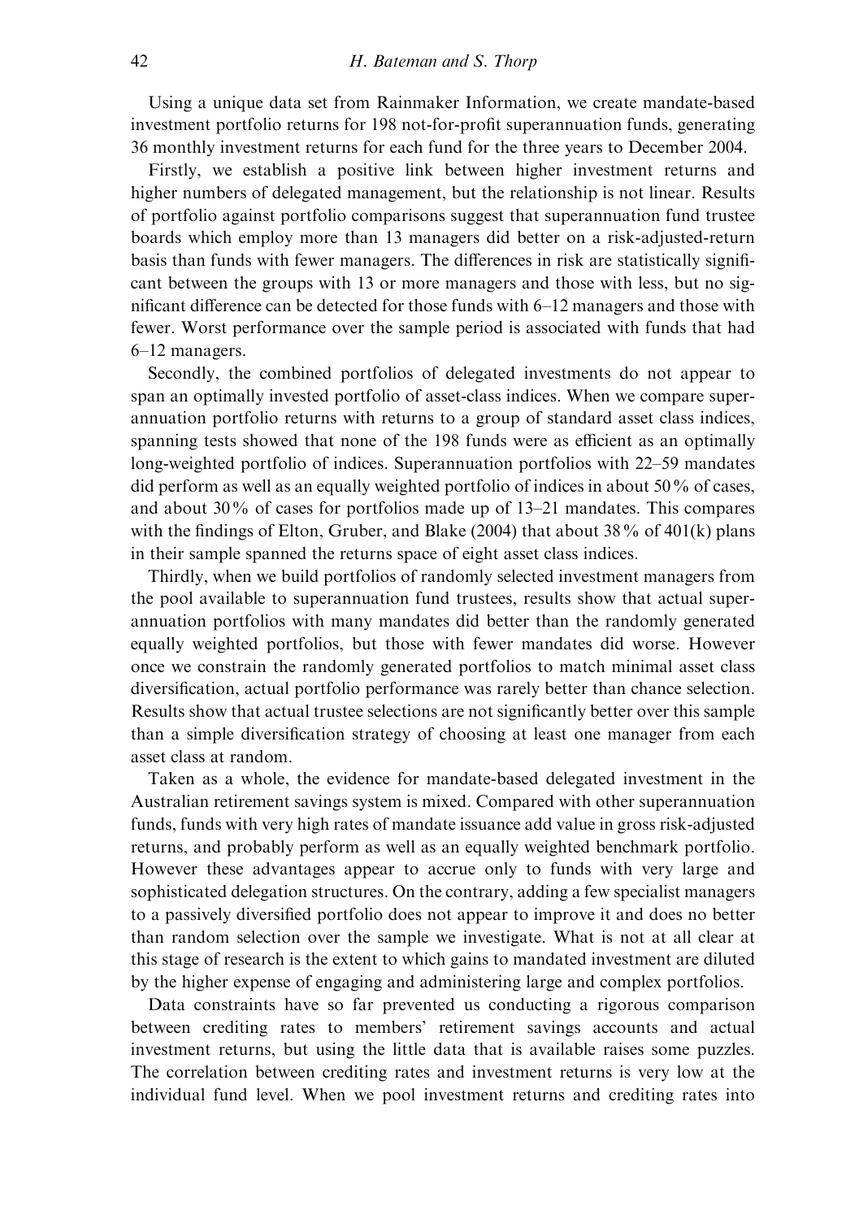Using a unique data set from Rainmaker Information, we create mandate-based investment portfolio returns for 198 not-for-profit superannuation funds, generating 36 monthly investment returns for each fund for the three years to December 2004.

Firstly, we establish a positive link between higher investment returns and higher numbers of delegated management, but the relationship is not linear. Results of portfolio against portfolio comparisons suggest that superannuation fund trustee boards which employ more than 13 managers did better on a risk-adjusted-return basis than funds with fewer managers. The differences in risk are statistically significant between the groups with 13 or more managers and those with less, but no significant difference can be detected for those funds with 6–12 managers and those with fewer. Worst performance over the sample period is associated with funds that had 6–12 managers.

Secondly, the combined portfolios of delegated investments do not appear to span an optimally invested portfolio of asset-class indices. When we compare superannuation portfolio returns with returns to a group of standard asset class indices, spanning tests showed that none of the 198 funds were as efficient as an optimally long-weighted portfolio of indices. Superannuation portfolios with 22–59 mandates did perform as well as an equally weighted portfolio of indices in about 50 % of cases, and about 30 % of cases for portfolios made up of 13–21 mandates. This compares with the findings of Elton, Gruber, and Blake (2004) that about 38 % of 401(k) plans in their sample spanned the returns space of eight asset class indices.

Thirdly, when we build portfolios of randomly selected investment managers from the pool available to superannuation fund trustees, results show that actual superannuation portfolios with many mandates did better than the randomly generated equally weighted portfolios, but those with fewer mandates did worse. However once we constrain the randomly generated portfolios to match minimal asset class diversification, actual portfolio performance was rarely better than chance selection. Results show that actual trustee selections are not significantly better over this sample than a simple diversification strategy of choosing at least one manager from each asset class at random.

Taken as a whole, the evidence for mandate-based delegated investment in the Australian retirement savings system is mixed. Compared with other superannuation funds, funds with very high rates of mandate issuance add value in gross risk-adjusted returns, and probably perform as well as an equally weighted benchmark portfolio. However these advantages appear to accrue only to funds with very large and sophisticated delegation structures. On the contrary, adding a few specialist managers to a passively diversified portfolio does not appear to improve it and does no better than random selection over the sample we investigate. What is not at all clear at this stage of research is the extent to which gains to mandated investment are diluted by the higher expense of engaging and administering large and complex portfolios.

Data constraints have so far prevented us conducting a rigorous comparison between crediting rates to members' retirement savings accounts and actual investment returns, but using the little data that is available raises some puzzles. The correlation between crediting rates and investment returns is very low at the individual fund level. When we pool investment returns and crediting rates into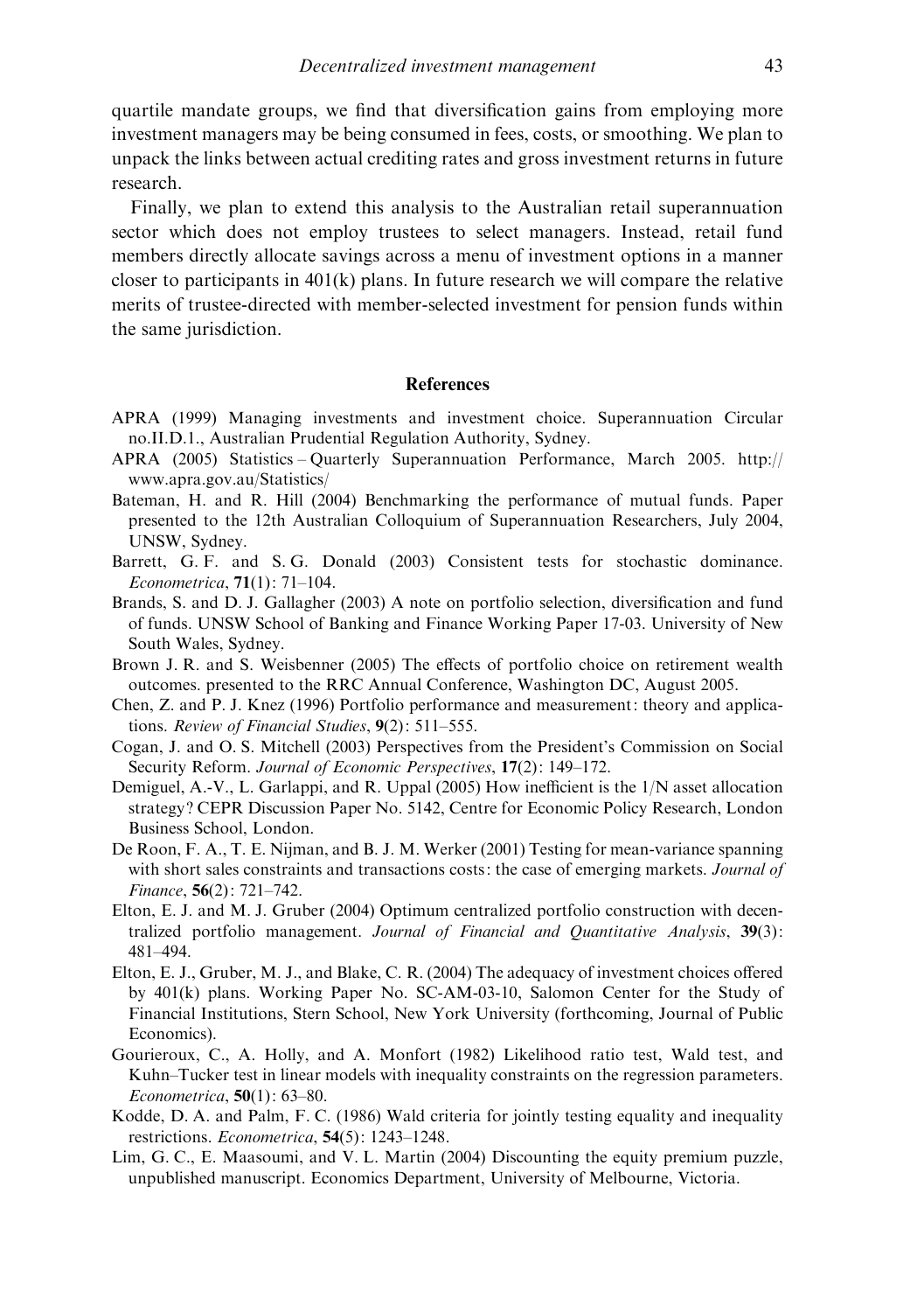quartile mandate groups, we find that diversification gains from employing more investment managers may be being consumed in fees, costs, or smoothing. We plan to unpack the links between actual crediting rates and gross investment returns in future research.

Finally, we plan to extend this analysis to the Australian retail superannuation sector which does not employ trustees to select managers. Instead, retail fund members directly allocate savings across a menu of investment options in a manner closer to participants in 401(k) plans. In future research we will compare the relative merits of trustee-directed with member-selected investment for pension funds within the same jurisdiction.

## References

APRA (1999) Managing investments and investment choice. Superannuation Circular no.II.D.1., Australian Prudential Regulation Authority, Sydney.

APRA (2005) Statistics – Quarterly Superannuation Performance, March 2005. http://www.apra.gov.au/Statistics/

Bateman, H. and R. Hill (2004) Benchmarking the performance of mutual funds. Paper presented to the 12th Australian Colloquium of Superannuation Researchers, July 2004, UNSW, Sydney.

Barrett, G. F. and S. G. Donald (2003) Consistent tests for stochastic dominance. *Econometrica*, **71**(1): 71–104.

Brands, S. and D. J. Gallagher (2003) A note on portfolio selection, diversification and fund of funds. UNSW School of Banking and Finance Working Paper 17-03. University of New South Wales, Sydney.

Brown J. R. and S. Weisbenner (2005) The effects of portfolio choice on retirement wealth outcomes. presented to the RRC Annual Conference, Washington DC, August 2005.

Chen, Z. and P. J. Knez (1996) Portfolio performance and measurement: theory and applications. *Review of Financial Studies*, **9**(2): 511–555.

Cogan, J. and O. S. Mitchell (2003) Perspectives from the President's Commission on Social Security Reform. *Journal of Economic Perspectives*, **17**(2): 149–172.

Demiguel, A.-V., L. Garlappi, and R. Uppal (2005) How inefficient is the 1/N asset allocation strategy? CEPR Discussion Paper No. 5142, Centre for Economic Policy Research, London Business School, London.

De Roon, F. A., T. E. Nijman, and B. J. M. Werker (2001) Testing for mean-variance spanning with short sales constraints and transactions costs: the case of emerging markets. *Journal of Finance*, **56**(2): 721–742.

Elton, E. J. and M. J. Gruber (2004) Optimum centralized portfolio construction with decentralized portfolio management. *Journal of Financial and Quantitative Analysis*, **39**(3): 481–494.

Elton, E. J., Gruber, M. J., and Blake, C. R. (2004) The adequacy of investment choices offered by 401(k) plans. Working Paper No. SC-AM-03-10, Salomon Center for the Study of Financial Institutions, Stern School, New York University (forthcoming, Journal of Public Economics).

Gourieroux, C., A. Holly, and A. Monfort (1982) Likelihood ratio test, Wald test, and Kuhn–Tucker test in linear models with inequality constraints on the regression parameters. *Econometrica*, **50**(1): 63–80.

Kodde, D. A. and Palm, F. C. (1986) Wald criteria for jointly testing equality and inequality restrictions. *Econometrica*, **54**(5): 1243–1248.

Lim, G. C., E. Maasoumi, and V. L. Martin (2004) Discounting the equity premium puzzle, unpublished manuscript. Economics Department, University of Melbourne, Victoria.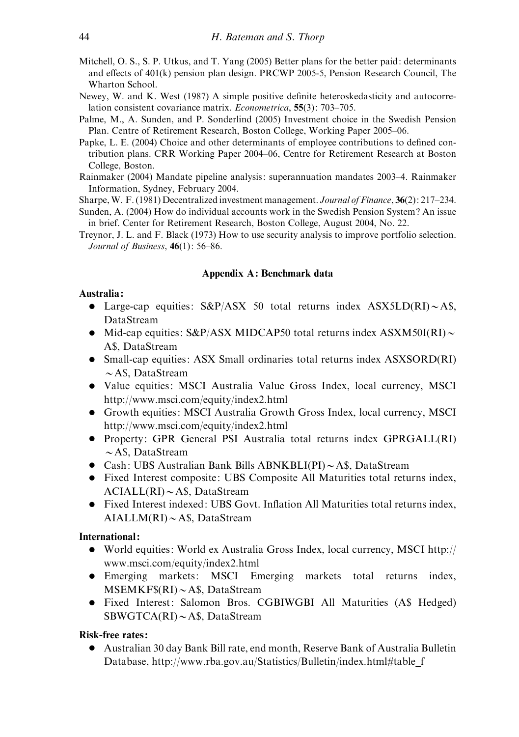Mitchell, O. S., S. P. Utkus, and T. Yang (2005) Better plans for the better paid: determinants and effects of 401(k) pension plan design. PRCWP 2005-5, Pension Research Council, The Wharton School.

Newey, W. and K. West (1987) A simple positive definite heteroskedasticity and autocorrelation consistent covariance matrix. *Econometrica*, **55**(3): 703–705.

Palme, M., A. Sunden, and P. Sonderlind (2005) Investment choice in the Swedish Pension Plan. Centre of Retirement Research, Boston College, Working Paper 2005–06.

Papke, L. E. (2004) Choice and other determinants of employee contributions to defined contribution plans. CRR Working Paper 2004–06, Centre for Retirement Research at Boston College, Boston.

Rainmaker (2004) Mandate pipeline analysis: superannuation mandates 2003–4. Rainmaker Information, Sydney, February 2004.

Sharpe, W. F. (1981) Decentralized investment management. *Journal of Finance*, **36**(2): 217–234.

Sunden, A. (2004) How do individual accounts work in the Swedish Pension System? An issue in brief. Center for Retirement Research, Boston College, August 2004, No. 22.

Treynor, J. L. and F. Black (1973) How to use security analysis to improve portfolio selection. *Journal of Business*, **46**(1): 56–86.

## Appendix A: Benchmark data

**Australia:**

- Large-cap equities: S&P/ASX 50 total returns index ASX5LD(RI) ~ A$, DataStream
- Mid-cap equities: S&P/ASX MIDCAP50 total returns index ASXM50I(RI) ~ A$, DataStream
- Small-cap equities: ASX Small ordinaries total returns index ASXSORD(RI) ~ A$, DataStream
- Value equities: MSCI Australia Value Gross Index, local currency, MSCI http://www.msci.com/equity/index2.html
- Growth equities: MSCI Australia Growth Gross Index, local currency, MSCI http://www.msci.com/equity/index2.html
- Property: GPR General PSI Australia total returns index GPRGALL(RI) ~ A$, DataStream
- Cash: UBS Australian Bank Bills ABNKBLI(PI) ~ A$, DataStream
- Fixed Interest composite: UBS Composite All Maturities total returns index, ACIALL(RI) ~ A$, DataStream
- Fixed Interest indexed: UBS Govt. Inflation All Maturities total returns index, AIALLM(RI) ~ A$, DataStream

**International:**

- World equities: World ex Australia Gross Index, local currency, MSCI http://www.msci.com/equity/index2.html
- Emerging markets: MSCI Emerging markets total returns index, MSEMKF$(RI) ~ A$, DataStream
- Fixed Interest: Salomon Bros. CGBIWGBI All Maturities (A$ Hedged) SBWGTCA(RI) ~ A$, DataStream

**Risk-free rates:**

- Australian 30 day Bank Bill rate, end month, Reserve Bank of Australia Bulletin Database, http://www.rba.gov.au/Statistics/Bulletin/index.html#table_f